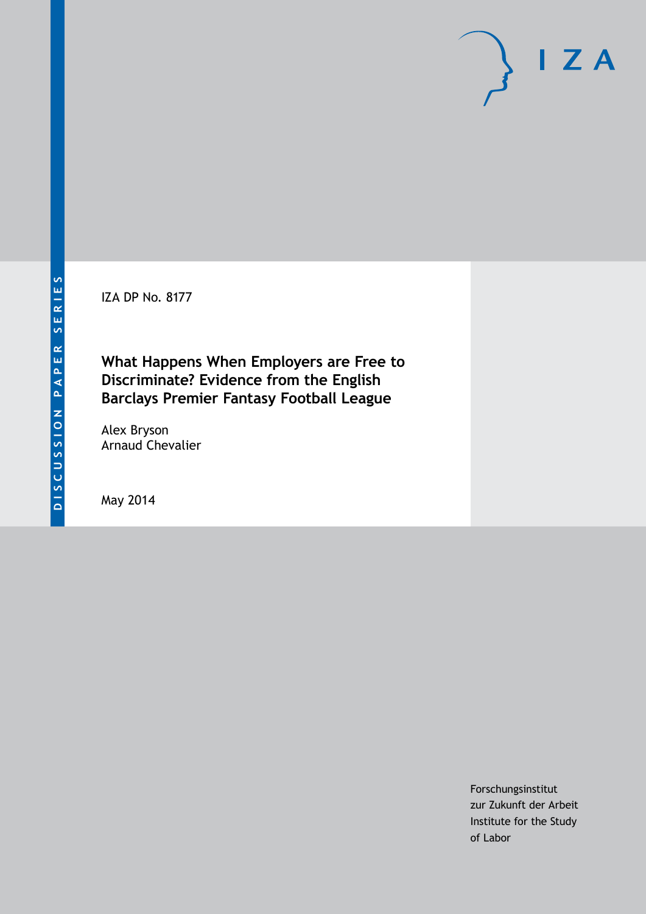DISCUSSION PAPER SERIES

IZA

IZA DP No. 8177

# What Happens When Employers are Free to Discriminate? Evidence from the English Barclays Premier Fantasy Football League

Alex Bryson
Arnaud Chevalier

May 2014

Forschungsinstitut
zur Zukunft der Arbeit
Institute for the Study
of Labor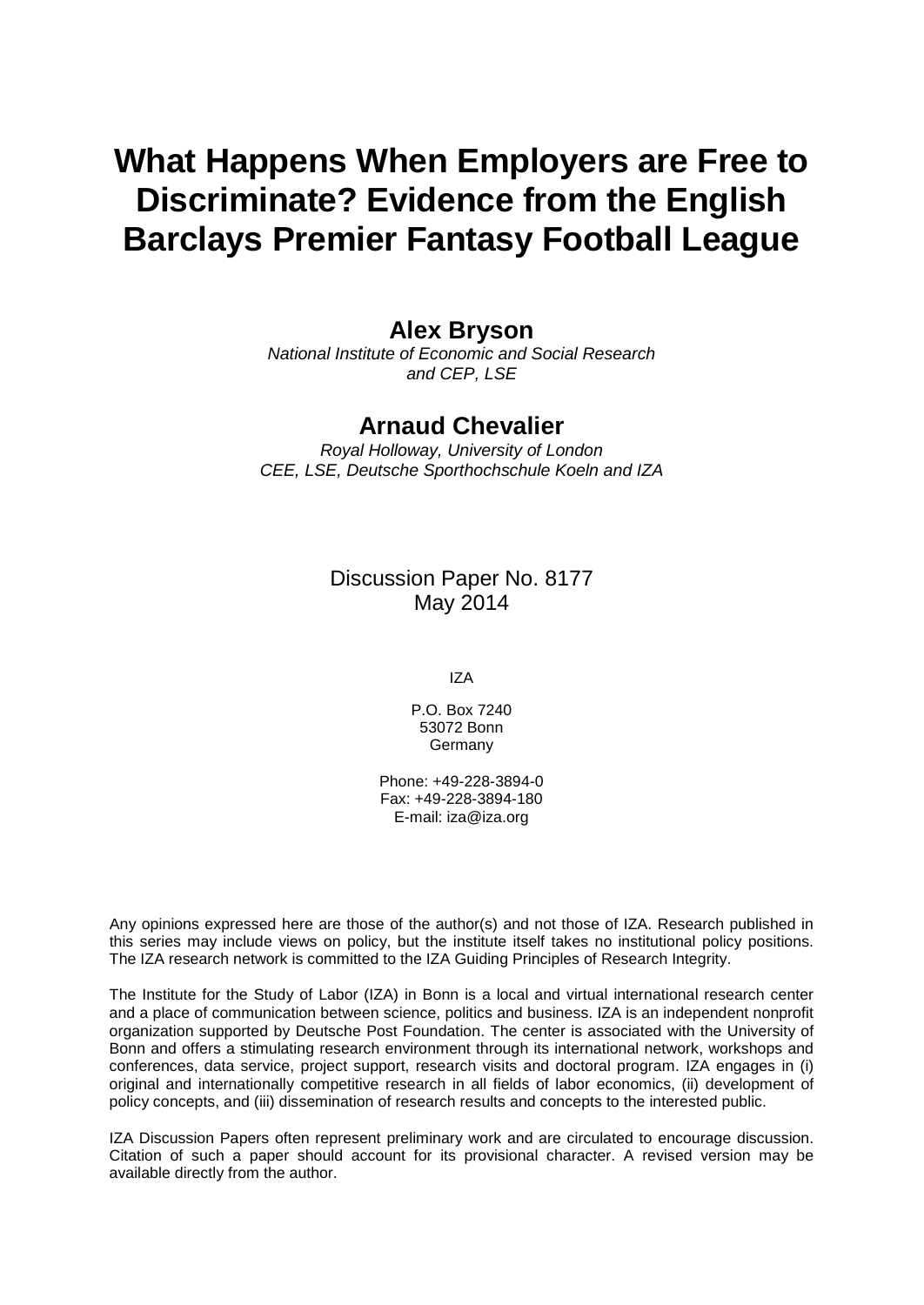# What Happens When Employers are Free to Discriminate? Evidence from the English Barclays Premier Fantasy Football League

**Alex Bryson**

*National Institute of Economic and Social Research and CEP, LSE*

**Arnaud Chevalier**

*Royal Holloway, University of London*
*CEE, LSE, Deutsche Sporthochschule Koeln and IZA*

Discussion Paper No. 8177
May 2014

IZA

P.O. Box 7240
53072 Bonn
Germany

Phone: +49-228-3894-0
Fax: +49-228-3894-180
E-mail: iza@iza.org

Any opinions expressed here are those of the author(s) and not those of IZA. Research published in this series may include views on policy, but the institute itself takes no institutional policy positions. The IZA research network is committed to the IZA Guiding Principles of Research Integrity.

The Institute for the Study of Labor (IZA) in Bonn is a local and virtual international research center and a place of communication between science, politics and business. IZA is an independent nonprofit organization supported by Deutsche Post Foundation. The center is associated with the University of Bonn and offers a stimulating research environment through its international network, workshops and conferences, data service, project support, research visits and doctoral program. IZA engages in (i) original and internationally competitive research in all fields of labor economics, (ii) development of policy concepts, and (iii) dissemination of research results and concepts to the interested public.

IZA Discussion Papers often represent preliminary work and are circulated to encourage discussion. Citation of such a paper should account for its provisional character. A revised version may be available directly from the author.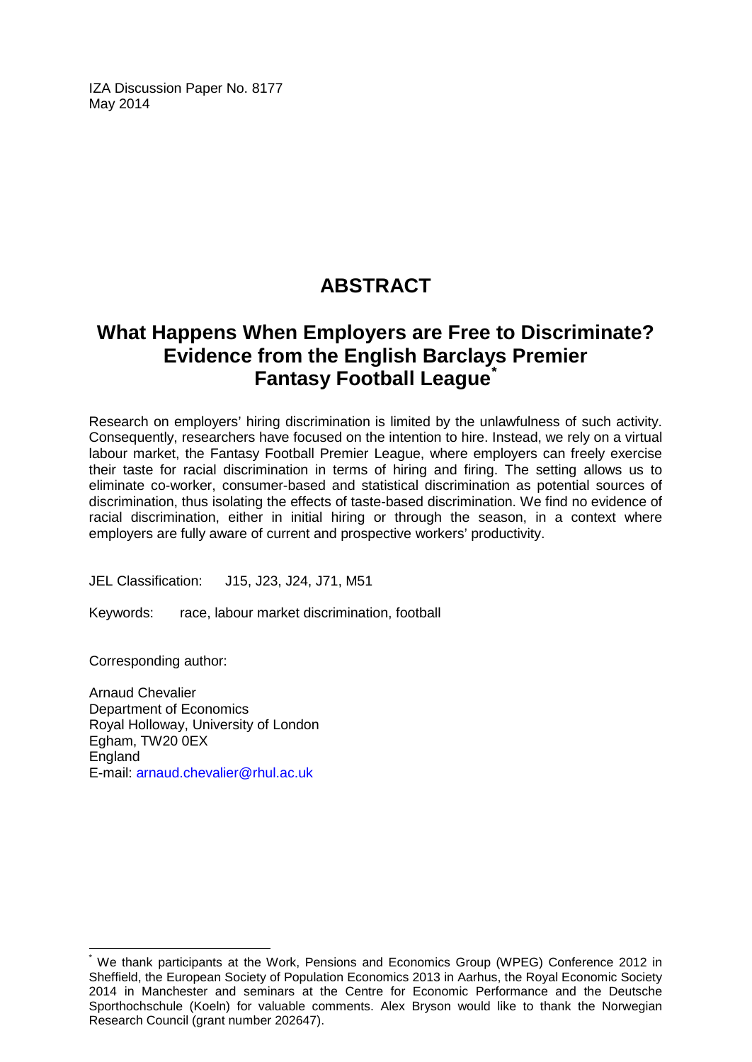IZA Discussion Paper No. 8177
May 2014

# ABSTRACT

## What Happens When Employers are Free to Discriminate? Evidence from the English Barclays Premier Fantasy Football League[*]

Research on employers' hiring discrimination is limited by the unlawfulness of such activity. Consequently, researchers have focused on the intention to hire. Instead, we rely on a virtual labour market, the Fantasy Football Premier League, where employers can freely exercise their taste for racial discrimination in terms of hiring and firing. The setting allows us to eliminate co-worker, consumer-based and statistical discrimination as potential sources of discrimination, thus isolating the effects of taste-based discrimination. We find no evidence of racial discrimination, either in initial hiring or through the season, in a context where employers are fully aware of current and prospective workers' productivity.

JEL Classification: J15, J23, J24, J71, M51

Keywords: race, labour market discrimination, football

Corresponding author:

Arnaud Chevalier
Department of Economics
Royal Holloway, University of London
Egham, TW20 0EX
England
E-mail: arnaud.chevalier@rhul.ac.uk

---

[*] We thank participants at the Work, Pensions and Economics Group (WPEG) Conference 2012 in Sheffield, the European Society of Population Economics 2013 in Aarhus, the Royal Economic Society 2014 in Manchester and seminars at the Centre for Economic Performance and the Deutsche Sporthochschule (Koeln) for valuable comments. Alex Bryson would like to thank the Norwegian Research Council (grant number 202647).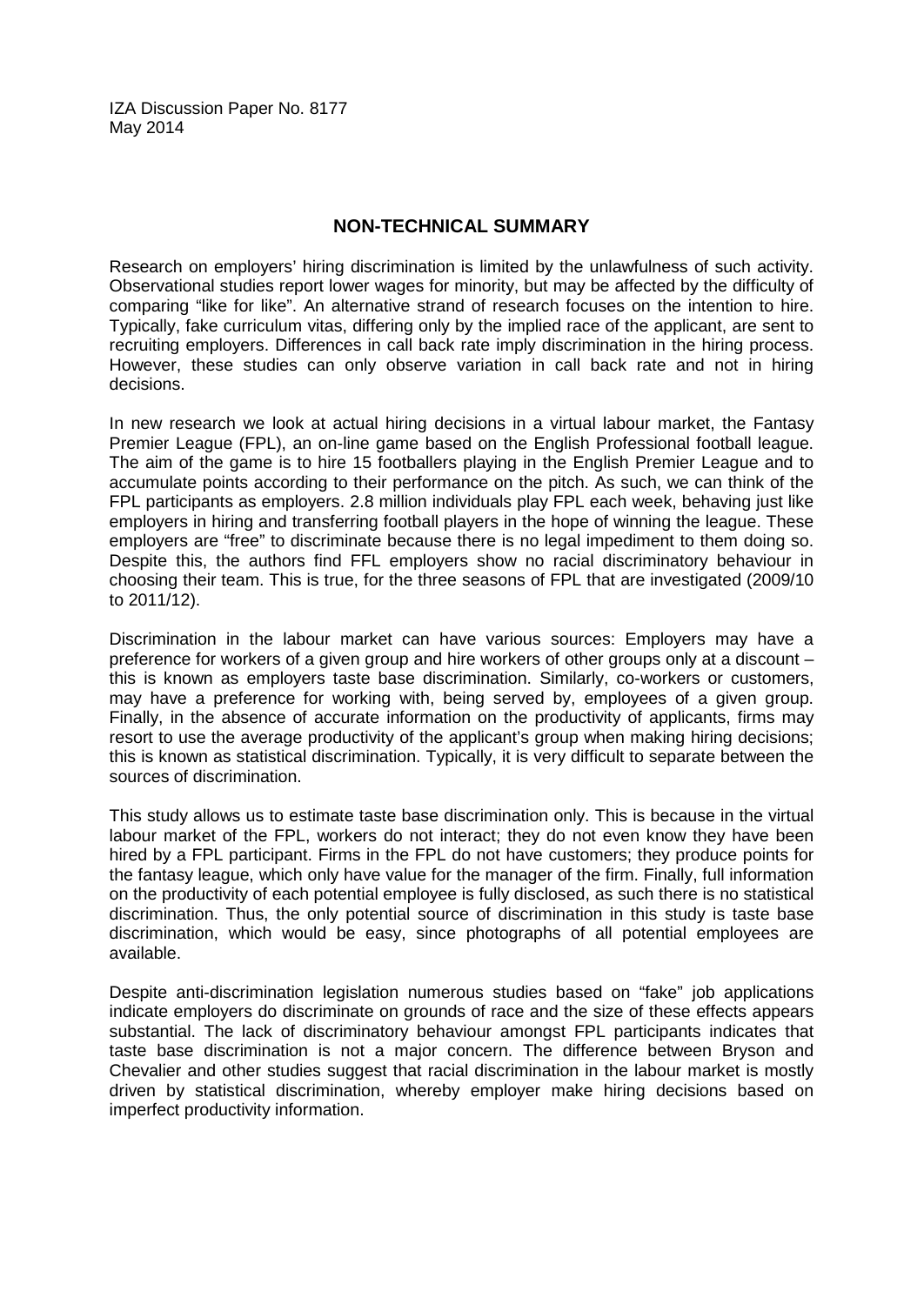IZA Discussion Paper No. 8177
May 2014

## NON-TECHNICAL SUMMARY

Research on employers' hiring discrimination is limited by the unlawfulness of such activity. Observational studies report lower wages for minority, but may be affected by the difficulty of comparing "like for like". An alternative strand of research focuses on the intention to hire. Typically, fake curriculum vitas, differing only by the implied race of the applicant, are sent to recruiting employers. Differences in call back rate imply discrimination in the hiring process. However, these studies can only observe variation in call back rate and not in hiring decisions.

In new research we look at actual hiring decisions in a virtual labour market, the Fantasy Premier League (FPL), an on-line game based on the English Professional football league. The aim of the game is to hire 15 footballers playing in the English Premier League and to accumulate points according to their performance on the pitch. As such, we can think of the FPL participants as employers. 2.8 million individuals play FPL each week, behaving just like employers in hiring and transferring football players in the hope of winning the league. These employers are "free" to discriminate because there is no legal impediment to them doing so. Despite this, the authors find FFL employers show no racial discriminatory behaviour in choosing their team. This is true, for the three seasons of FPL that are investigated (2009/10 to 2011/12).

Discrimination in the labour market can have various sources: Employers may have a preference for workers of a given group and hire workers of other groups only at a discount – this is known as employers taste base discrimination. Similarly, co-workers or customers, may have a preference for working with, being served by, employees of a given group. Finally, in the absence of accurate information on the productivity of applicants, firms may resort to use the average productivity of the applicant's group when making hiring decisions; this is known as statistical discrimination. Typically, it is very difficult to separate between the sources of discrimination.

This study allows us to estimate taste base discrimination only. This is because in the virtual labour market of the FPL, workers do not interact; they do not even know they have been hired by a FPL participant. Firms in the FPL do not have customers; they produce points for the fantasy league, which only have value for the manager of the firm. Finally, full information on the productivity of each potential employee is fully disclosed, as such there is no statistical discrimination. Thus, the only potential source of discrimination in this study is taste base discrimination, which would be easy, since photographs of all potential employees are available.

Despite anti-discrimination legislation numerous studies based on "fake" job applications indicate employers do discriminate on grounds of race and the size of these effects appears substantial. The lack of discriminatory behaviour amongst FPL participants indicates that taste base discrimination is not a major concern. The difference between Bryson and Chevalier and other studies suggest that racial discrimination in the labour market is mostly driven by statistical discrimination, whereby employer make hiring decisions based on imperfect productivity information.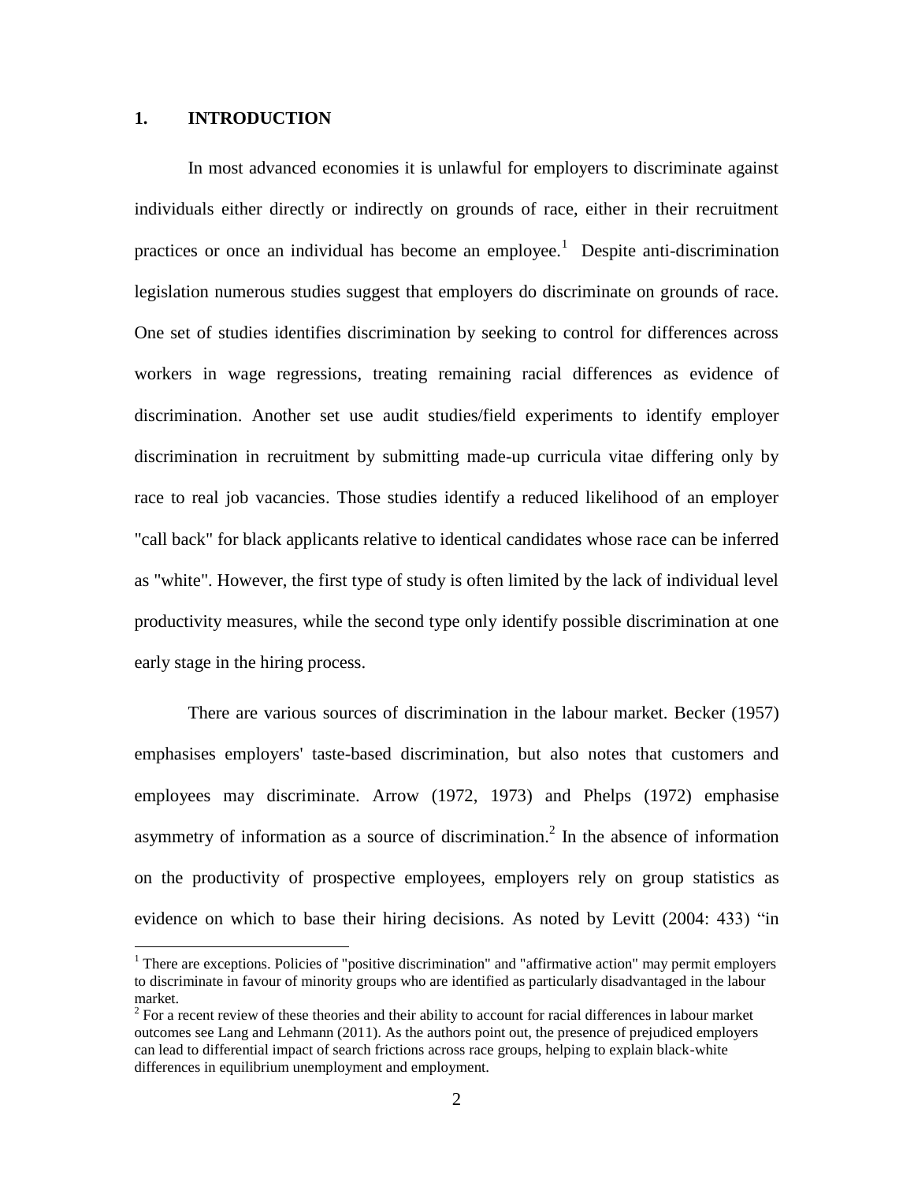## 1. INTRODUCTION

In most advanced economies it is unlawful for employers to discriminate against individuals either directly or indirectly on grounds of race, either in their recruitment practices or once an individual has become an employee.[1] Despite anti-discrimination legislation numerous studies suggest that employers do discriminate on grounds of race. One set of studies identifies discrimination by seeking to control for differences across workers in wage regressions, treating remaining racial differences as evidence of discrimination. Another set use audit studies/field experiments to identify employer discrimination in recruitment by submitting made-up curricula vitae differing only by race to real job vacancies. Those studies identify a reduced likelihood of an employer "call back" for black applicants relative to identical candidates whose race can be inferred as "white". However, the first type of study is often limited by the lack of individual level productivity measures, while the second type only identify possible discrimination at one early stage in the hiring process.

There are various sources of discrimination in the labour market. Becker (1957) emphasises employers' taste-based discrimination, but also notes that customers and employees may discriminate. Arrow (1972, 1973) and Phelps (1972) emphasise asymmetry of information as a source of discrimination.[2] In the absence of information on the productivity of prospective employees, employers rely on group statistics as evidence on which to base their hiring decisions. As noted by Levitt (2004: 433) "in

---

[1] There are exceptions. Policies of "positive discrimination" and "affirmative action" may permit employers to discriminate in favour of minority groups who are identified as particularly disadvantaged in the labour market.

[2] For a recent review of these theories and their ability to account for racial differences in labour market outcomes see Lang and Lehmann (2011). As the authors point out, the presence of prejudiced employers can lead to differential impact of search frictions across race groups, helping to explain black-white differences in equilibrium unemployment and employment.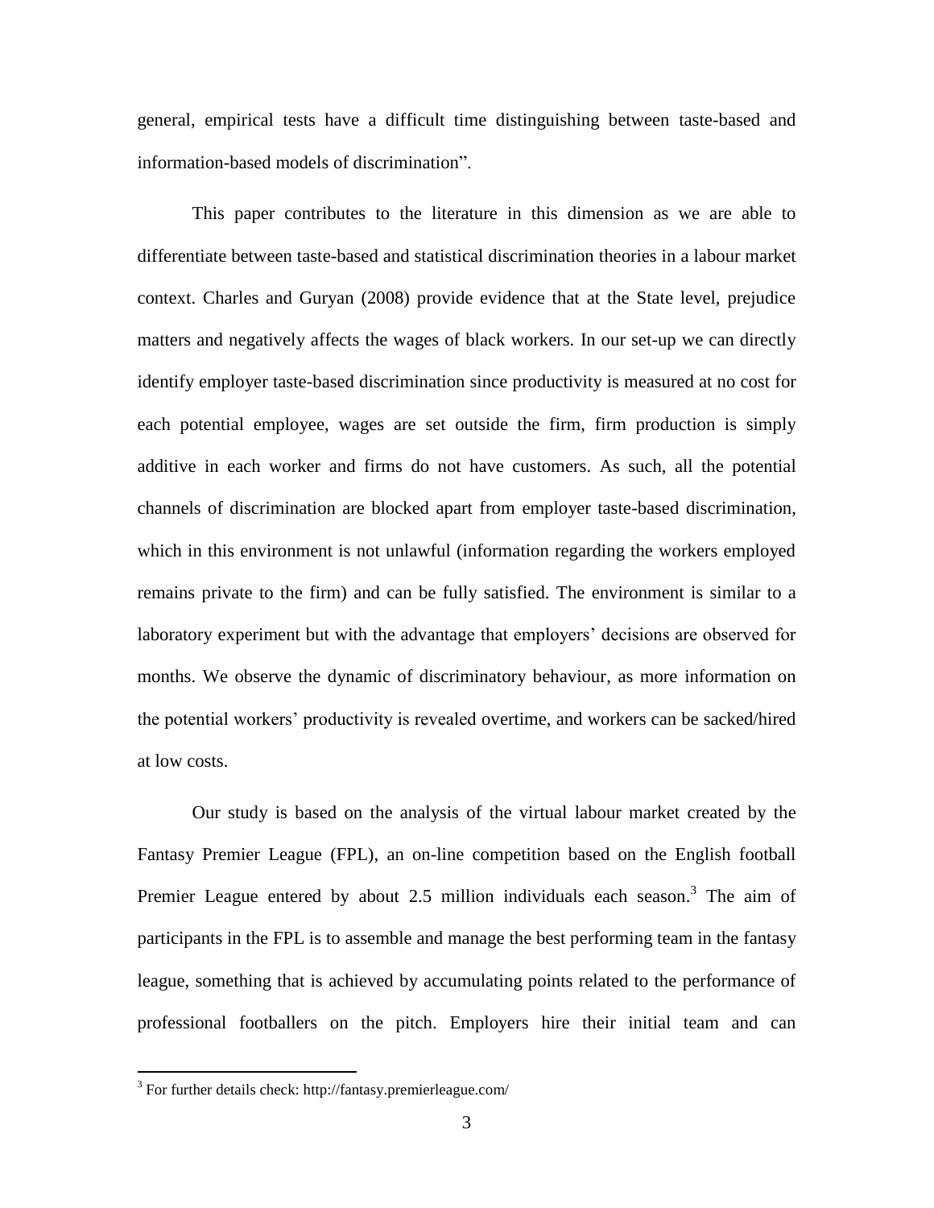general, empirical tests have a difficult time distinguishing between taste-based and information-based models of discrimination".

This paper contributes to the literature in this dimension as we are able to differentiate between taste-based and statistical discrimination theories in a labour market context. Charles and Guryan (2008) provide evidence that at the State level, prejudice matters and negatively affects the wages of black workers. In our set-up we can directly identify employer taste-based discrimination since productivity is measured at no cost for each potential employee, wages are set outside the firm, firm production is simply additive in each worker and firms do not have customers. As such, all the potential channels of discrimination are blocked apart from employer taste-based discrimination, which in this environment is not unlawful (information regarding the workers employed remains private to the firm) and can be fully satisfied. The environment is similar to a laboratory experiment but with the advantage that employers' decisions are observed for months. We observe the dynamic of discriminatory behaviour, as more information on the potential workers' productivity is revealed overtime, and workers can be sacked/hired at low costs.

Our study is based on the analysis of the virtual labour market created by the Fantasy Premier League (FPL), an on-line competition based on the English football Premier League entered by about 2.5 million individuals each season.[3] The aim of participants in the FPL is to assemble and manage the best performing team in the fantasy league, something that is achieved by accumulating points related to the performance of professional footballers on the pitch. Employers hire their initial team and can

[3] For further details check: http://fantasy.premierleague.com/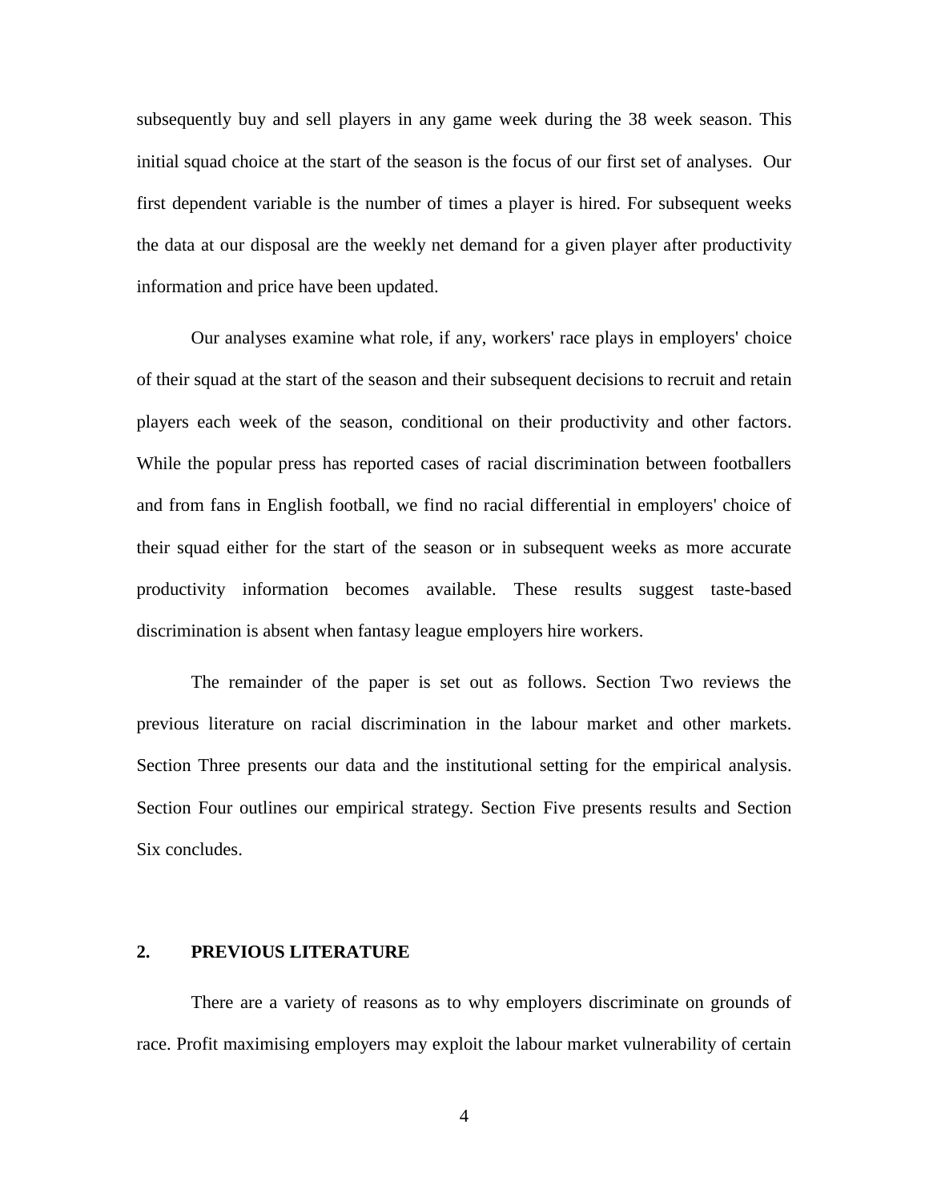subsequently buy and sell players in any game week during the 38 week season. This initial squad choice at the start of the season is the focus of our first set of analyses. Our first dependent variable is the number of times a player is hired. For subsequent weeks the data at our disposal are the weekly net demand for a given player after productivity information and price have been updated.

Our analyses examine what role, if any, workers' race plays in employers' choice of their squad at the start of the season and their subsequent decisions to recruit and retain players each week of the season, conditional on their productivity and other factors. While the popular press has reported cases of racial discrimination between footballers and from fans in English football, we find no racial differential in employers' choice of their squad either for the start of the season or in subsequent weeks as more accurate productivity information becomes available. These results suggest taste-based discrimination is absent when fantasy league employers hire workers.

The remainder of the paper is set out as follows. Section Two reviews the previous literature on racial discrimination in the labour market and other markets. Section Three presents our data and the institutional setting for the empirical analysis. Section Four outlines our empirical strategy. Section Five presents results and Section Six concludes.

## 2. PREVIOUS LITERATURE

There are a variety of reasons as to why employers discriminate on grounds of race. Profit maximising employers may exploit the labour market vulnerability of certain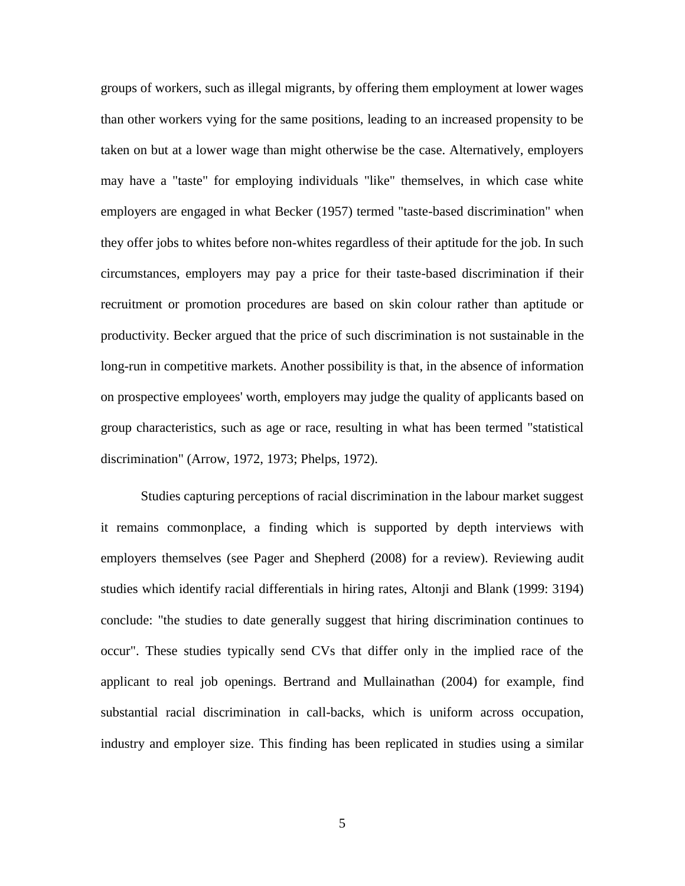groups of workers, such as illegal migrants, by offering them employment at lower wages than other workers vying for the same positions, leading to an increased propensity to be taken on but at a lower wage than might otherwise be the case. Alternatively, employers may have a "taste" for employing individuals "like" themselves, in which case white employers are engaged in what Becker (1957) termed "taste-based discrimination" when they offer jobs to whites before non-whites regardless of their aptitude for the job. In such circumstances, employers may pay a price for their taste-based discrimination if their recruitment or promotion procedures are based on skin colour rather than aptitude or productivity. Becker argued that the price of such discrimination is not sustainable in the long-run in competitive markets. Another possibility is that, in the absence of information on prospective employees' worth, employers may judge the quality of applicants based on group characteristics, such as age or race, resulting in what has been termed "statistical discrimination" (Arrow, 1972, 1973; Phelps, 1972).

Studies capturing perceptions of racial discrimination in the labour market suggest it remains commonplace, a finding which is supported by depth interviews with employers themselves (see Pager and Shepherd (2008) for a review). Reviewing audit studies which identify racial differentials in hiring rates, Altonji and Blank (1999: 3194) conclude: "the studies to date generally suggest that hiring discrimination continues to occur". These studies typically send CVs that differ only in the implied race of the applicant to real job openings. Bertrand and Mullainathan (2004) for example, find substantial racial discrimination in call-backs, which is uniform across occupation, industry and employer size. This finding has been replicated in studies using a similar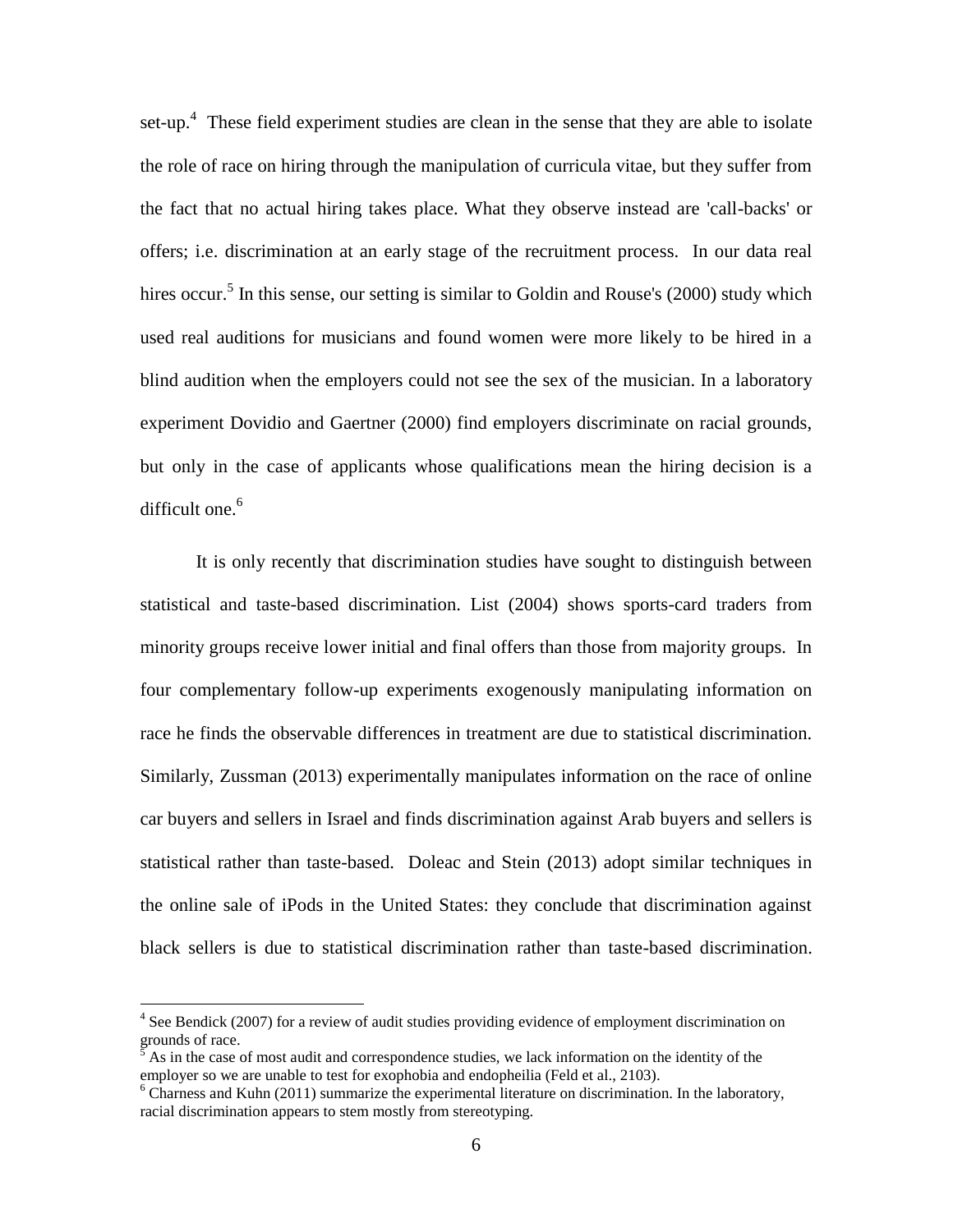set-up.[4] These field experiment studies are clean in the sense that they are able to isolate the role of race on hiring through the manipulation of curricula vitae, but they suffer from the fact that no actual hiring takes place. What they observe instead are 'call-backs' or offers; i.e. discrimination at an early stage of the recruitment process. In our data real hires occur.[5] In this sense, our setting is similar to Goldin and Rouse's (2000) study which used real auditions for musicians and found women were more likely to be hired in a blind audition when the employers could not see the sex of the musician. In a laboratory experiment Dovidio and Gaertner (2000) find employers discriminate on racial grounds, but only in the case of applicants whose qualifications mean the hiring decision is a difficult one.[6]

It is only recently that discrimination studies have sought to distinguish between statistical and taste-based discrimination. List (2004) shows sports-card traders from minority groups receive lower initial and final offers than those from majority groups. In four complementary follow-up experiments exogenously manipulating information on race he finds the observable differences in treatment are due to statistical discrimination. Similarly, Zussman (2013) experimentally manipulates information on the race of online car buyers and sellers in Israel and finds discrimination against Arab buyers and sellers is statistical rather than taste-based. Doleac and Stein (2013) adopt similar techniques in the online sale of iPods in the United States: they conclude that discrimination against black sellers is due to statistical discrimination rather than taste-based discrimination.

[4] See Bendick (2007) for a review of audit studies providing evidence of employment discrimination on grounds of race.

[5] As in the case of most audit and correspondence studies, we lack information on the identity of the employer so we are unable to test for exophobia and endopheilia (Feld et al., 2103).

[6] Charness and Kuhn (2011) summarize the experimental literature on discrimination. In the laboratory, racial discrimination appears to stem mostly from stereotyping.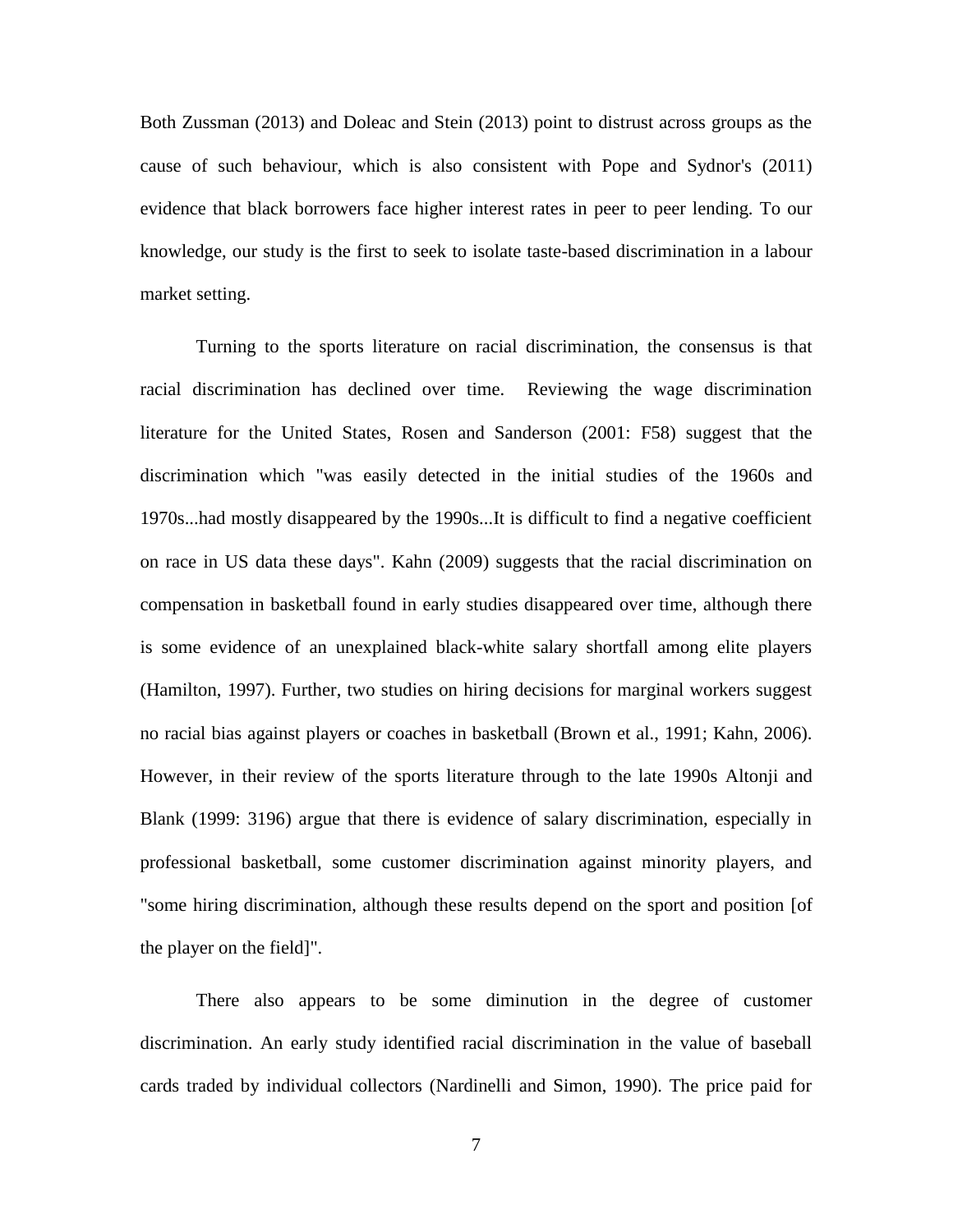Both Zussman (2013) and Doleac and Stein (2013) point to distrust across groups as the cause of such behaviour, which is also consistent with Pope and Sydnor's (2011) evidence that black borrowers face higher interest rates in peer to peer lending. To our knowledge, our study is the first to seek to isolate taste-based discrimination in a labour market setting.

Turning to the sports literature on racial discrimination, the consensus is that racial discrimination has declined over time. Reviewing the wage discrimination literature for the United States, Rosen and Sanderson (2001: F58) suggest that the discrimination which "was easily detected in the initial studies of the 1960s and 1970s...had mostly disappeared by the 1990s...It is difficult to find a negative coefficient on race in US data these days". Kahn (2009) suggests that the racial discrimination on compensation in basketball found in early studies disappeared over time, although there is some evidence of an unexplained black-white salary shortfall among elite players (Hamilton, 1997). Further, two studies on hiring decisions for marginal workers suggest no racial bias against players or coaches in basketball (Brown et al., 1991; Kahn, 2006). However, in their review of the sports literature through to the late 1990s Altonji and Blank (1999: 3196) argue that there is evidence of salary discrimination, especially in professional basketball, some customer discrimination against minority players, and "some hiring discrimination, although these results depend on the sport and position [of the player on the field]".

There also appears to be some diminution in the degree of customer discrimination. An early study identified racial discrimination in the value of baseball cards traded by individual collectors (Nardinelli and Simon, 1990). The price paid for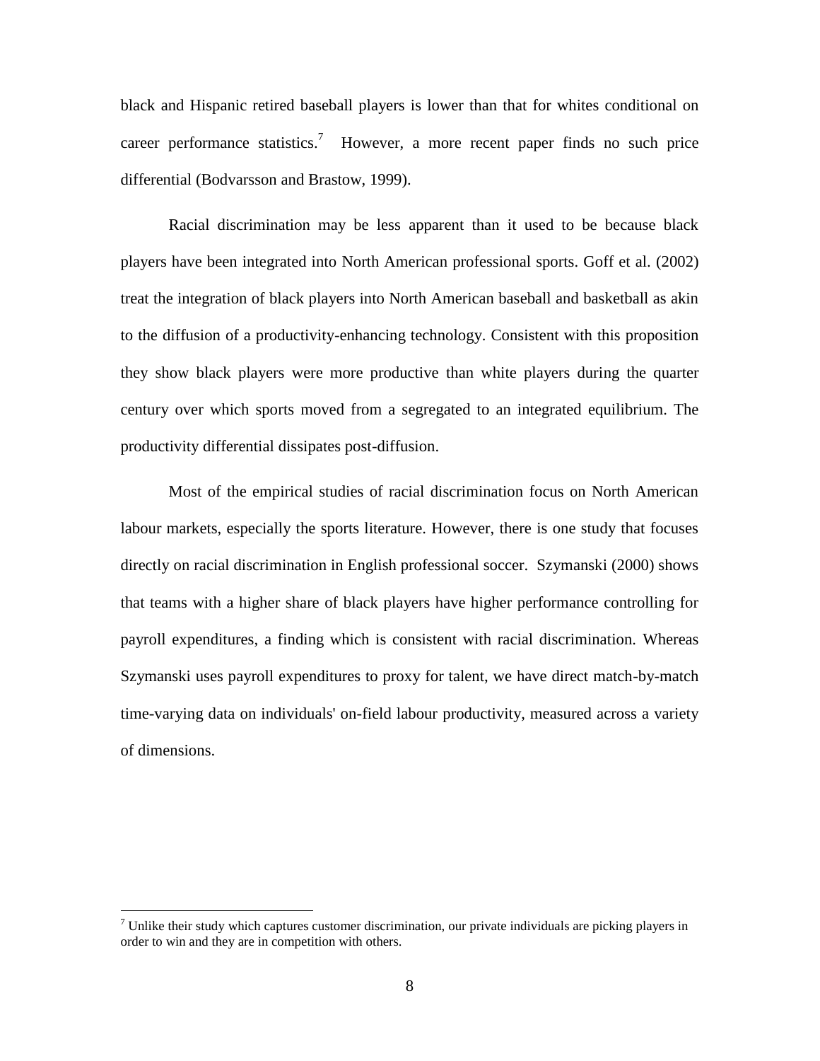black and Hispanic retired baseball players is lower than that for whites conditional on career performance statistics.[7] However, a more recent paper finds no such price differential (Bodvarsson and Brastow, 1999).

Racial discrimination may be less apparent than it used to be because black players have been integrated into North American professional sports. Goff et al. (2002) treat the integration of black players into North American baseball and basketball as akin to the diffusion of a productivity-enhancing technology. Consistent with this proposition they show black players were more productive than white players during the quarter century over which sports moved from a segregated to an integrated equilibrium. The productivity differential dissipates post-diffusion.

Most of the empirical studies of racial discrimination focus on North American labour markets, especially the sports literature. However, there is one study that focuses directly on racial discrimination in English professional soccer. Szymanski (2000) shows that teams with a higher share of black players have higher performance controlling for payroll expenditures, a finding which is consistent with racial discrimination. Whereas Szymanski uses payroll expenditures to proxy for talent, we have direct match-by-match time-varying data on individuals' on-field labour productivity, measured across a variety of dimensions.

[7] Unlike their study which captures customer discrimination, our private individuals are picking players in order to win and they are in competition with others.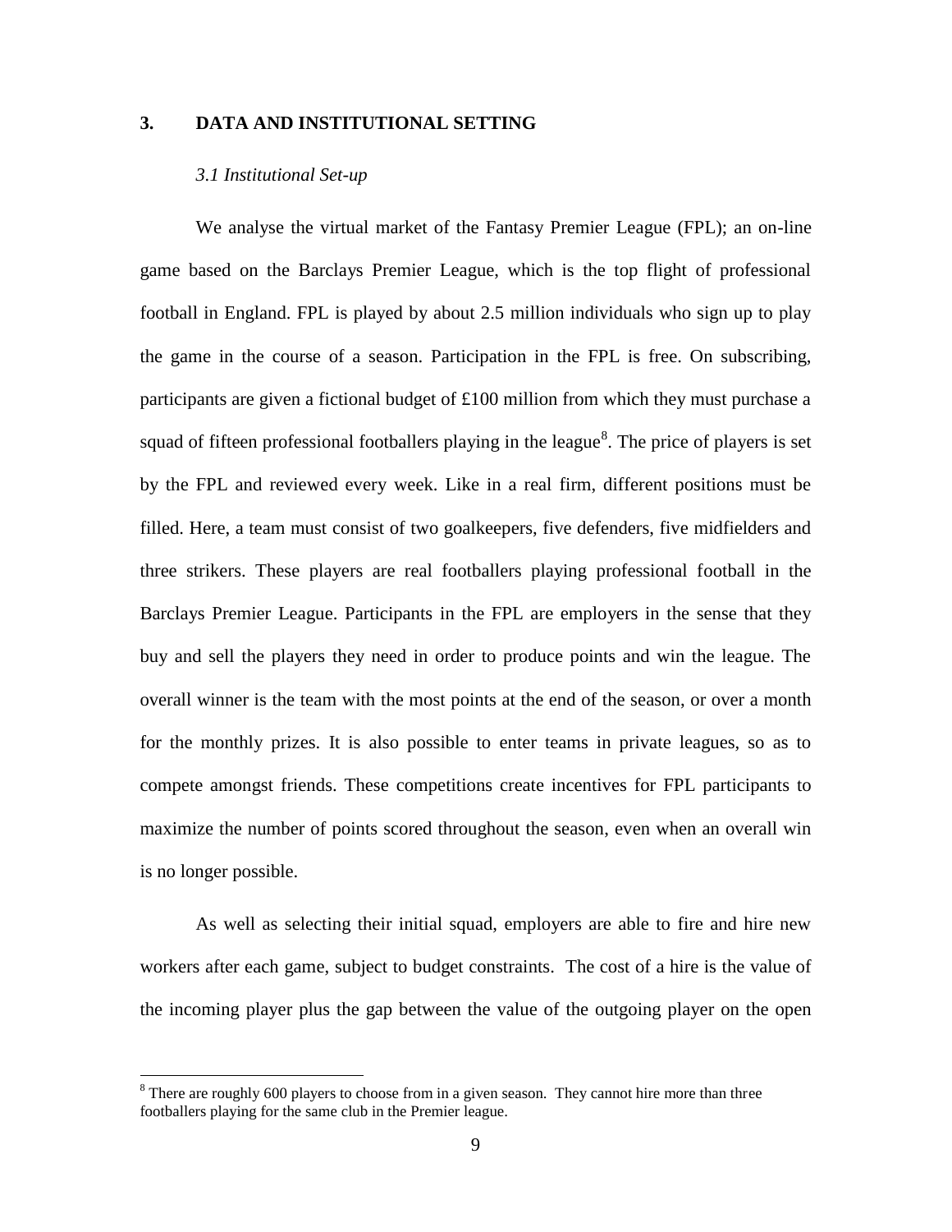## 3. DATA AND INSTITUTIONAL SETTING

### *3.1 Institutional Set-up*

We analyse the virtual market of the Fantasy Premier League (FPL); an on-line game based on the Barclays Premier League, which is the top flight of professional football in England. FPL is played by about 2.5 million individuals who sign up to play the game in the course of a season. Participation in the FPL is free. On subscribing, participants are given a fictional budget of £100 million from which they must purchase a squad of fifteen professional footballers playing in the league[8]. The price of players is set by the FPL and reviewed every week. Like in a real firm, different positions must be filled. Here, a team must consist of two goalkeepers, five defenders, five midfielders and three strikers. These players are real footballers playing professional football in the Barclays Premier League. Participants in the FPL are employers in the sense that they buy and sell the players they need in order to produce points and win the league. The overall winner is the team with the most points at the end of the season, or over a month for the monthly prizes. It is also possible to enter teams in private leagues, so as to compete amongst friends. These competitions create incentives for FPL participants to maximize the number of points scored throughout the season, even when an overall win is no longer possible.

As well as selecting their initial squad, employers are able to fire and hire new workers after each game, subject to budget constraints. The cost of a hire is the value of the incoming player plus the gap between the value of the outgoing player on the open

[8] There are roughly 600 players to choose from in a given season. They cannot hire more than three footballers playing for the same club in the Premier league.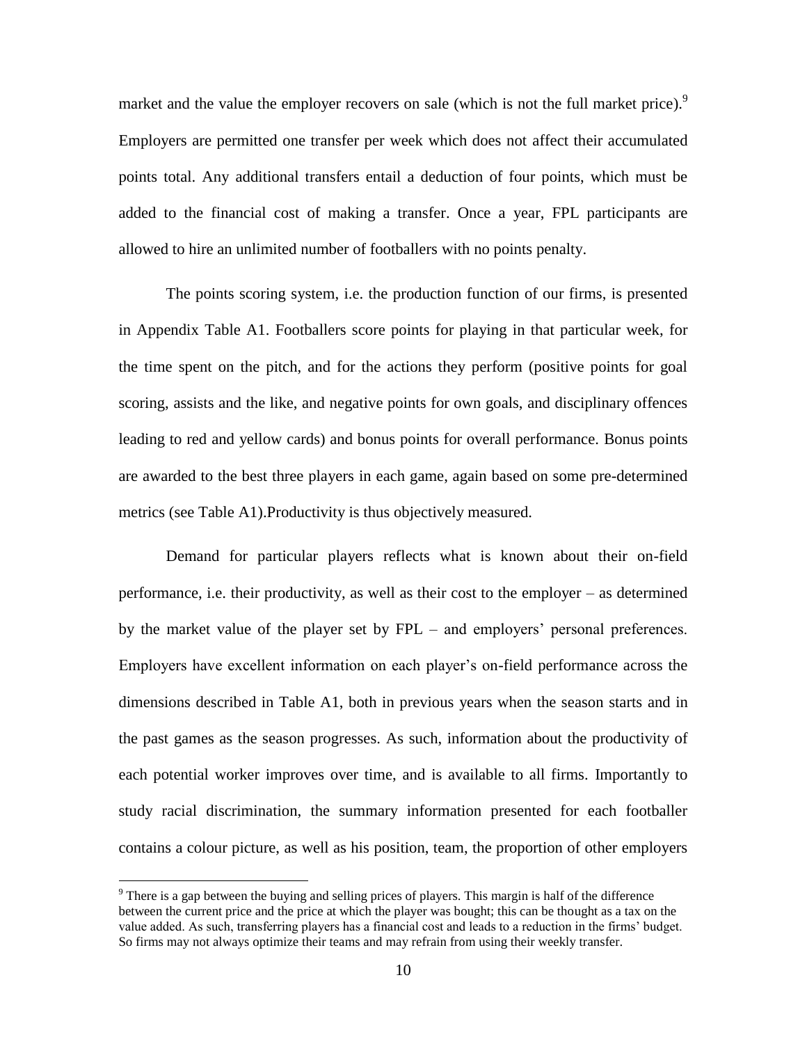market and the value the employer recovers on sale (which is not the full market price).[9] Employers are permitted one transfer per week which does not affect their accumulated points total. Any additional transfers entail a deduction of four points, which must be added to the financial cost of making a transfer. Once a year, FPL participants are allowed to hire an unlimited number of footballers with no points penalty.

The points scoring system, i.e. the production function of our firms, is presented in Appendix Table A1. Footballers score points for playing in that particular week, for the time spent on the pitch, and for the actions they perform (positive points for goal scoring, assists and the like, and negative points for own goals, and disciplinary offences leading to red and yellow cards) and bonus points for overall performance. Bonus points are awarded to the best three players in each game, again based on some pre-determined metrics (see Table A1).Productivity is thus objectively measured.

Demand for particular players reflects what is known about their on-field performance, i.e. their productivity, as well as their cost to the employer – as determined by the market value of the player set by FPL – and employers' personal preferences. Employers have excellent information on each player's on-field performance across the dimensions described in Table A1, both in previous years when the season starts and in the past games as the season progresses. As such, information about the productivity of each potential worker improves over time, and is available to all firms. Importantly to study racial discrimination, the summary information presented for each footballer contains a colour picture, as well as his position, team, the proportion of other employers

[9] There is a gap between the buying and selling prices of players. This margin is half of the difference between the current price and the price at which the player was bought; this can be thought as a tax on the value added. As such, transferring players has a financial cost and leads to a reduction in the firms' budget. So firms may not always optimize their teams and may refrain from using their weekly transfer.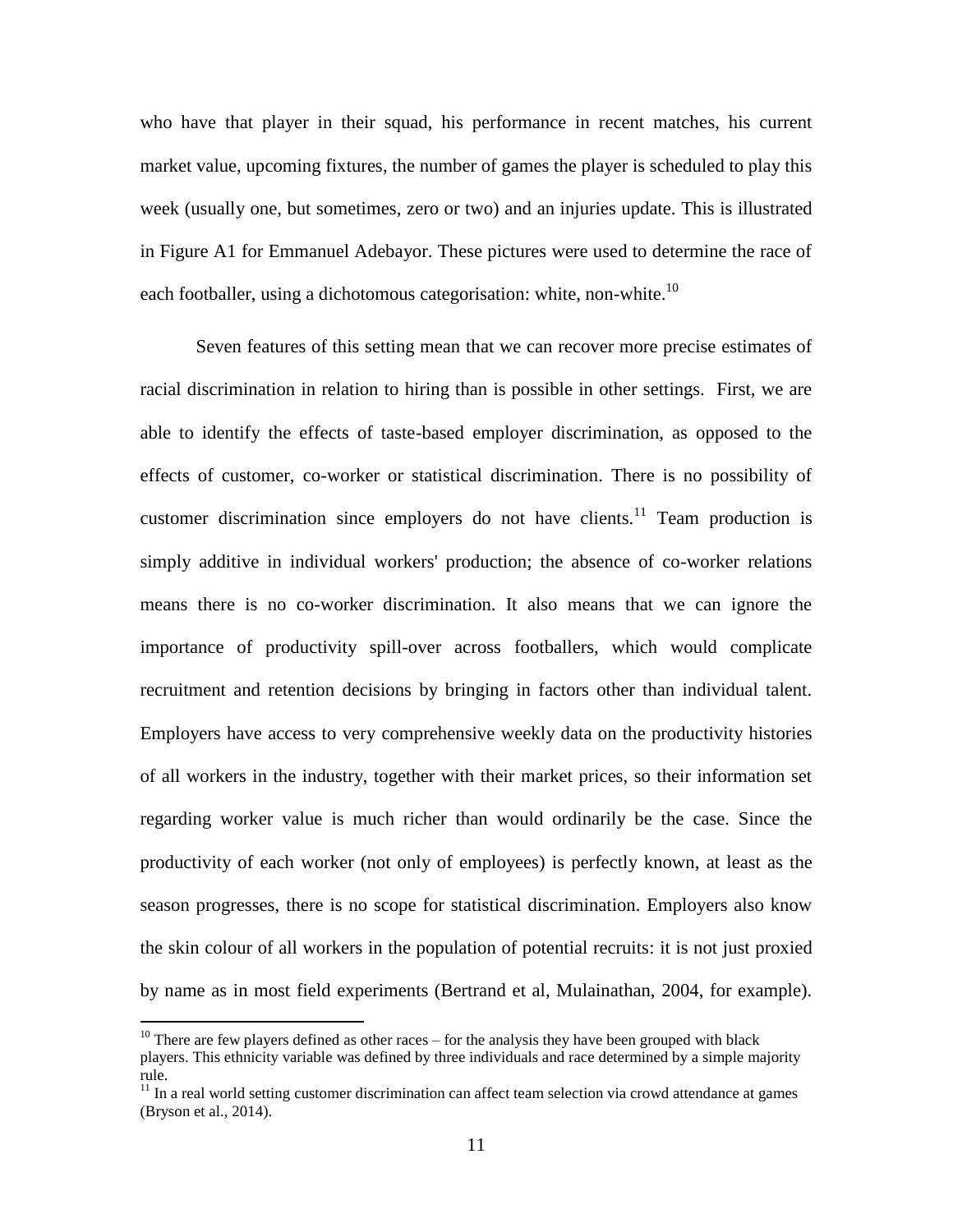who have that player in their squad, his performance in recent matches, his current market value, upcoming fixtures, the number of games the player is scheduled to play this week (usually one, but sometimes, zero or two) and an injuries update. This is illustrated in Figure A1 for Emmanuel Adebayor. These pictures were used to determine the race of each footballer, using a dichotomous categorisation: white, non-white.[10]

Seven features of this setting mean that we can recover more precise estimates of racial discrimination in relation to hiring than is possible in other settings. First, we are able to identify the effects of taste-based employer discrimination, as opposed to the effects of customer, co-worker or statistical discrimination. There is no possibility of customer discrimination since employers do not have clients.[11] Team production is simply additive in individual workers' production; the absence of co-worker relations means there is no co-worker discrimination. It also means that we can ignore the importance of productivity spill-over across footballers, which would complicate recruitment and retention decisions by bringing in factors other than individual talent. Employers have access to very comprehensive weekly data on the productivity histories of all workers in the industry, together with their market prices, so their information set regarding worker value is much richer than would ordinarily be the case. Since the productivity of each worker (not only of employees) is perfectly known, at least as the season progresses, there is no scope for statistical discrimination. Employers also know the skin colour of all workers in the population of potential recruits: it is not just proxied by name as in most field experiments (Bertrand et al, Mulainathan, 2004, for example).

[10] There are few players defined as other races – for the analysis they have been grouped with black players. This ethnicity variable was defined by three individuals and race determined by a simple majority rule.

[11] In a real world setting customer discrimination can affect team selection via crowd attendance at games (Bryson et al., 2014).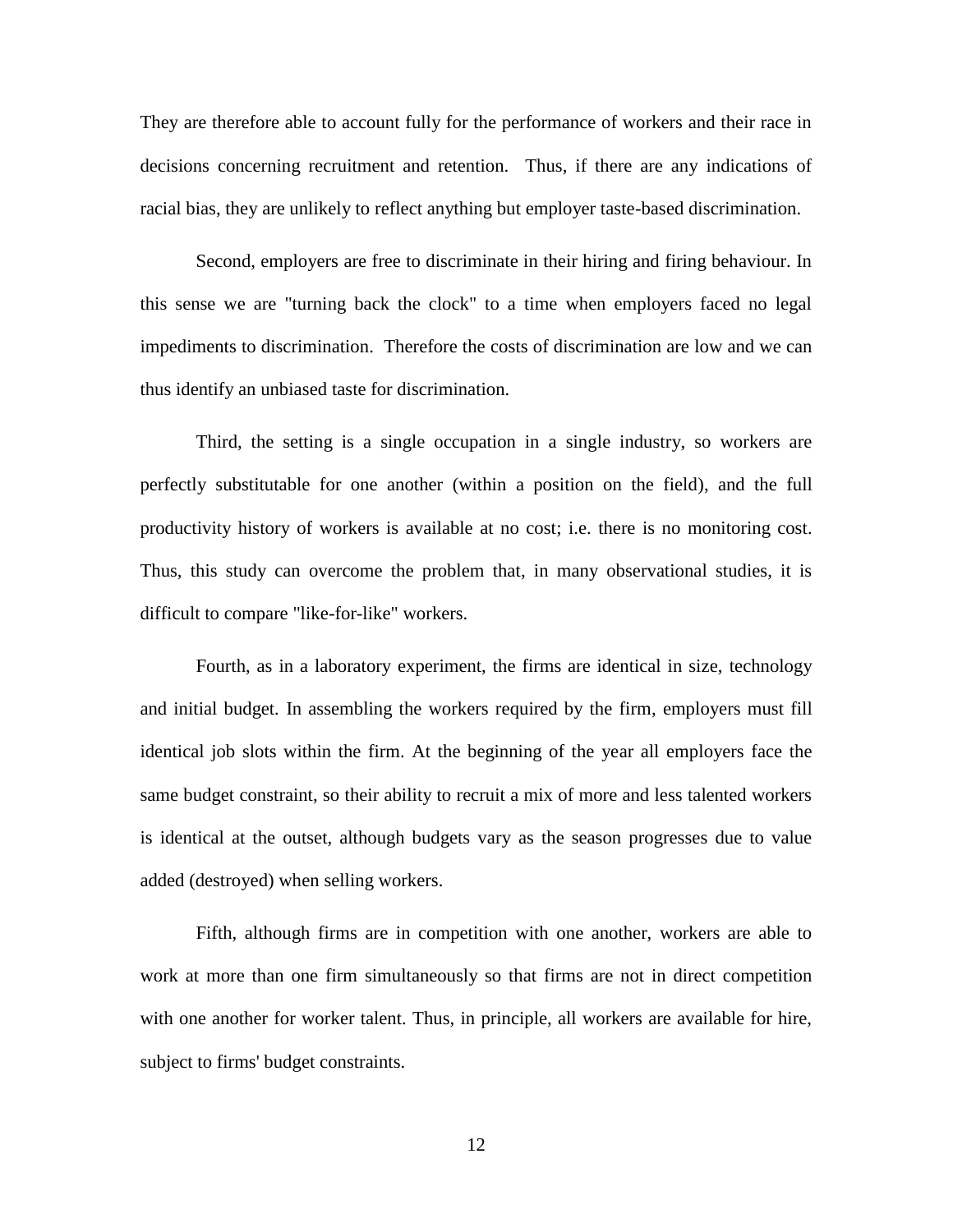They are therefore able to account fully for the performance of workers and their race in decisions concerning recruitment and retention. Thus, if there are any indications of racial bias, they are unlikely to reflect anything but employer taste-based discrimination.

Second, employers are free to discriminate in their hiring and firing behaviour. In this sense we are "turning back the clock" to a time when employers faced no legal impediments to discrimination. Therefore the costs of discrimination are low and we can thus identify an unbiased taste for discrimination.

Third, the setting is a single occupation in a single industry, so workers are perfectly substitutable for one another (within a position on the field), and the full productivity history of workers is available at no cost; i.e. there is no monitoring cost. Thus, this study can overcome the problem that, in many observational studies, it is difficult to compare "like-for-like" workers.

Fourth, as in a laboratory experiment, the firms are identical in size, technology and initial budget. In assembling the workers required by the firm, employers must fill identical job slots within the firm. At the beginning of the year all employers face the same budget constraint, so their ability to recruit a mix of more and less talented workers is identical at the outset, although budgets vary as the season progresses due to value added (destroyed) when selling workers.

Fifth, although firms are in competition with one another, workers are able to work at more than one firm simultaneously so that firms are not in direct competition with one another for worker talent. Thus, in principle, all workers are available for hire, subject to firms' budget constraints.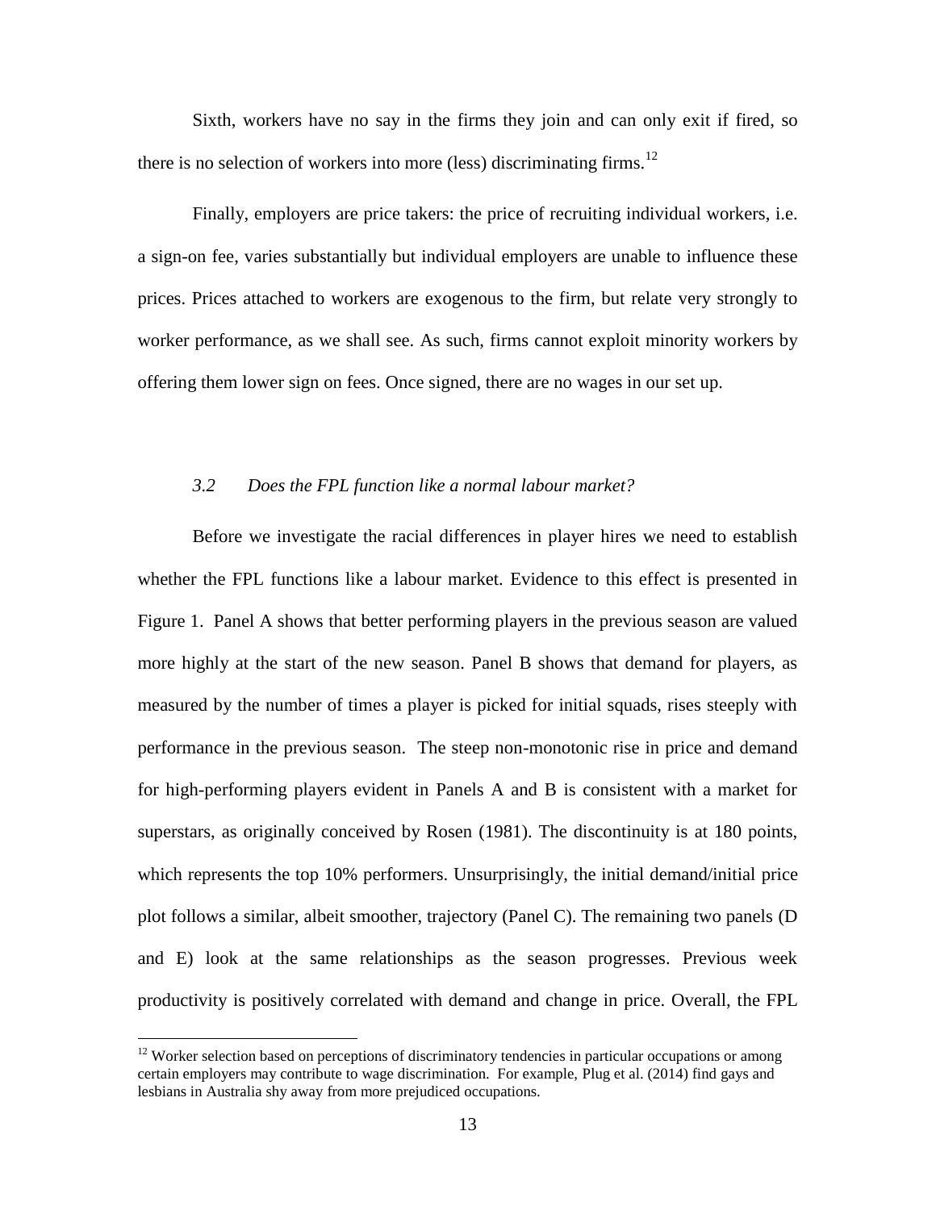Sixth, workers have no say in the firms they join and can only exit if fired, so there is no selection of workers into more (less) discriminating firms.[12]

Finally, employers are price takers: the price of recruiting individual workers, i.e. a sign-on fee, varies substantially but individual employers are unable to influence these prices. Prices attached to workers are exogenous to the firm, but relate very strongly to worker performance, as we shall see. As such, firms cannot exploit minority workers by offering them lower sign on fees. Once signed, there are no wages in our set up.

### *3.2 Does the FPL function like a normal labour market?*

Before we investigate the racial differences in player hires we need to establish whether the FPL functions like a labour market. Evidence to this effect is presented in Figure 1. Panel A shows that better performing players in the previous season are valued more highly at the start of the new season. Panel B shows that demand for players, as measured by the number of times a player is picked for initial squads, rises steeply with performance in the previous season. The steep non-monotonic rise in price and demand for high-performing players evident in Panels A and B is consistent with a market for superstars, as originally conceived by Rosen (1981). The discontinuity is at 180 points, which represents the top 10% performers. Unsurprisingly, the initial demand/initial price plot follows a similar, albeit smoother, trajectory (Panel C). The remaining two panels (D and E) look at the same relationships as the season progresses. Previous week productivity is positively correlated with demand and change in price. Overall, the FPL

[12] Worker selection based on perceptions of discriminatory tendencies in particular occupations or among certain employers may contribute to wage discrimination. For example, Plug et al. (2014) find gays and lesbians in Australia shy away from more prejudiced occupations.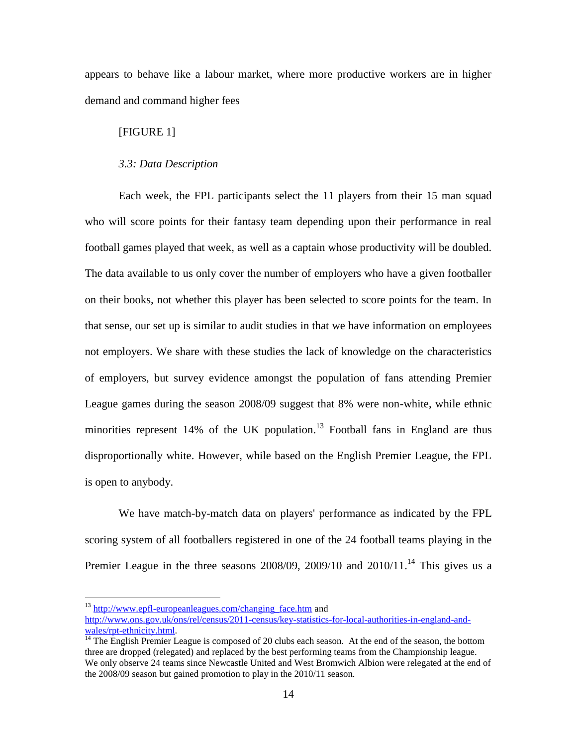appears to behave like a labour market, where more productive workers are in higher demand and command higher fees

[FIGURE 1]

### *3.3: Data Description*

Each week, the FPL participants select the 11 players from their 15 man squad who will score points for their fantasy team depending upon their performance in real football games played that week, as well as a captain whose productivity will be doubled. The data available to us only cover the number of employers who have a given footballer on their books, not whether this player has been selected to score points for the team. In that sense, our set up is similar to audit studies in that we have information on employees not employers. We share with these studies the lack of knowledge on the characteristics of employers, but survey evidence amongst the population of fans attending Premier League games during the season 2008/09 suggest that 8% were non-white, while ethnic minorities represent 14% of the UK population.[13] Football fans in England are thus disproportionally white. However, while based on the English Premier League, the FPL is open to anybody.

We have match-by-match data on players' performance as indicated by the FPL scoring system of all footballers registered in one of the 24 football teams playing in the Premier League in the three seasons 2008/09, 2009/10 and 2010/11.[14] This gives us a

---

[13] http://www.epfl-europeanleagues.com/changing_face.htm and http://www.ons.gov.uk/ons/rel/census/2011-census/key-statistics-for-local-authorities-in-england-and-wales/rpt-ethnicity.html.

[14] The English Premier League is composed of 20 clubs each season. At the end of the season, the bottom three are dropped (relegated) and replaced by the best performing teams from the Championship league. We only observe 24 teams since Newcastle United and West Bromwich Albion were relegated at the end of the 2008/09 season but gained promotion to play in the 2010/11 season.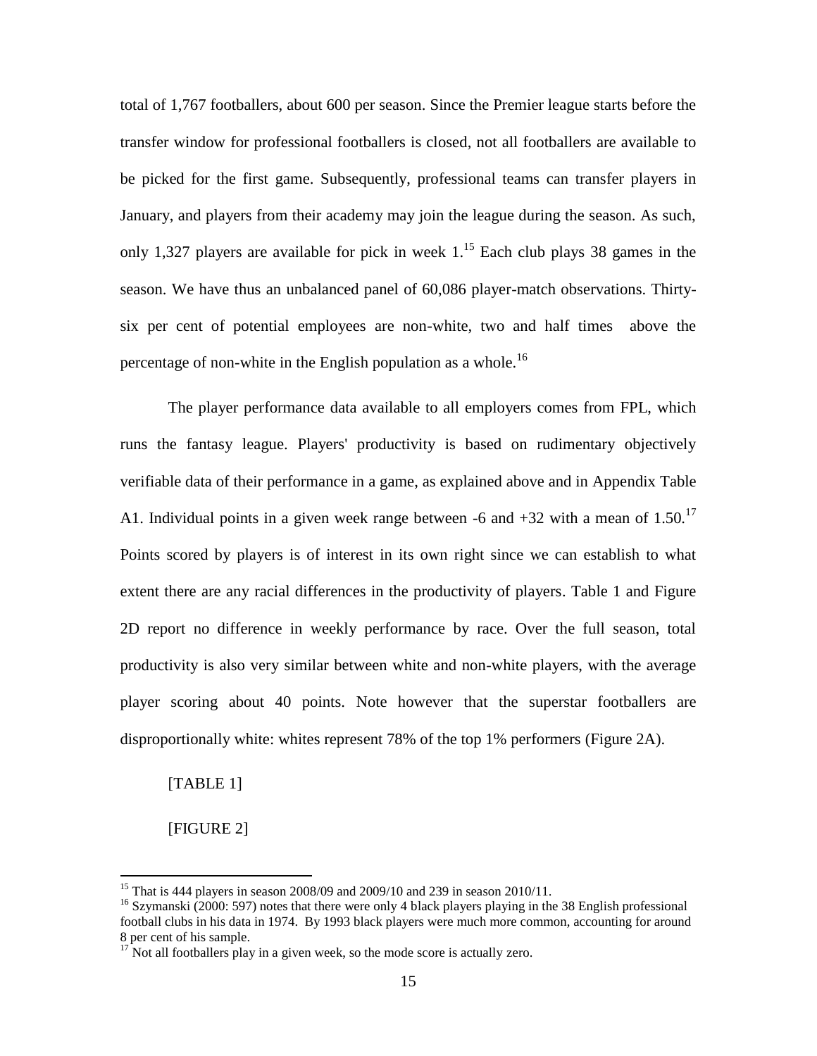total of 1,767 footballers, about 600 per season. Since the Premier league starts before the transfer window for professional footballers is closed, not all footballers are available to be picked for the first game. Subsequently, professional teams can transfer players in January, and players from their academy may join the league during the season. As such, only 1,327 players are available for pick in week 1.[15] Each club plays 38 games in the season. We have thus an unbalanced panel of 60,086 player-match observations. Thirty-six per cent of potential employees are non-white, two and half times above the percentage of non-white in the English population as a whole.[16]

The player performance data available to all employers comes from FPL, which runs the fantasy league. Players' productivity is based on rudimentary objectively verifiable data of their performance in a game, as explained above and in Appendix Table A1. Individual points in a given week range between -6 and +32 with a mean of 1.50.[17] Points scored by players is of interest in its own right since we can establish to what extent there are any racial differences in the productivity of players. Table 1 and Figure 2D report no difference in weekly performance by race. Over the full season, total productivity is also very similar between white and non-white players, with the average player scoring about 40 points. Note however that the superstar footballers are disproportionally white: whites represent 78% of the top 1% performers (Figure 2A).

[TABLE 1]

[FIGURE 2]

---

[15] That is 444 players in season 2008/09 and 2009/10 and 239 in season 2010/11.

[16] Szymanski (2000: 597) notes that there were only 4 black players playing in the 38 English professional football clubs in his data in 1974. By 1993 black players were much more common, accounting for around 8 per cent of his sample.

[17] Not all footballers play in a given week, so the mode score is actually zero.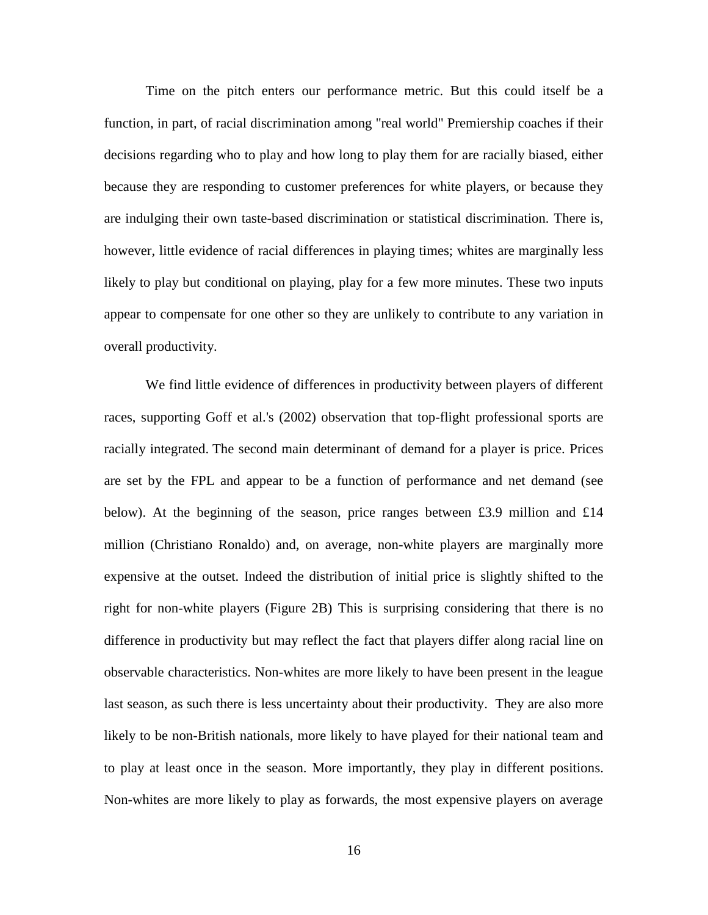Time on the pitch enters our performance metric. But this could itself be a function, in part, of racial discrimination among "real world" Premiership coaches if their decisions regarding who to play and how long to play them for are racially biased, either because they are responding to customer preferences for white players, or because they are indulging their own taste-based discrimination or statistical discrimination. There is, however, little evidence of racial differences in playing times; whites are marginally less likely to play but conditional on playing, play for a few more minutes. These two inputs appear to compensate for one other so they are unlikely to contribute to any variation in overall productivity.

We find little evidence of differences in productivity between players of different races, supporting Goff et al.'s (2002) observation that top-flight professional sports are racially integrated. The second main determinant of demand for a player is price. Prices are set by the FPL and appear to be a function of performance and net demand (see below). At the beginning of the season, price ranges between £3.9 million and £14 million (Christiano Ronaldo) and, on average, non-white players are marginally more expensive at the outset. Indeed the distribution of initial price is slightly shifted to the right for non-white players (Figure 2B) This is surprising considering that there is no difference in productivity but may reflect the fact that players differ along racial line on observable characteristics. Non-whites are more likely to have been present in the league last season, as such there is less uncertainty about their productivity. They are also more likely to be non-British nationals, more likely to have played for their national team and to play at least once in the season. More importantly, they play in different positions. Non-whites are more likely to play as forwards, the most expensive players on average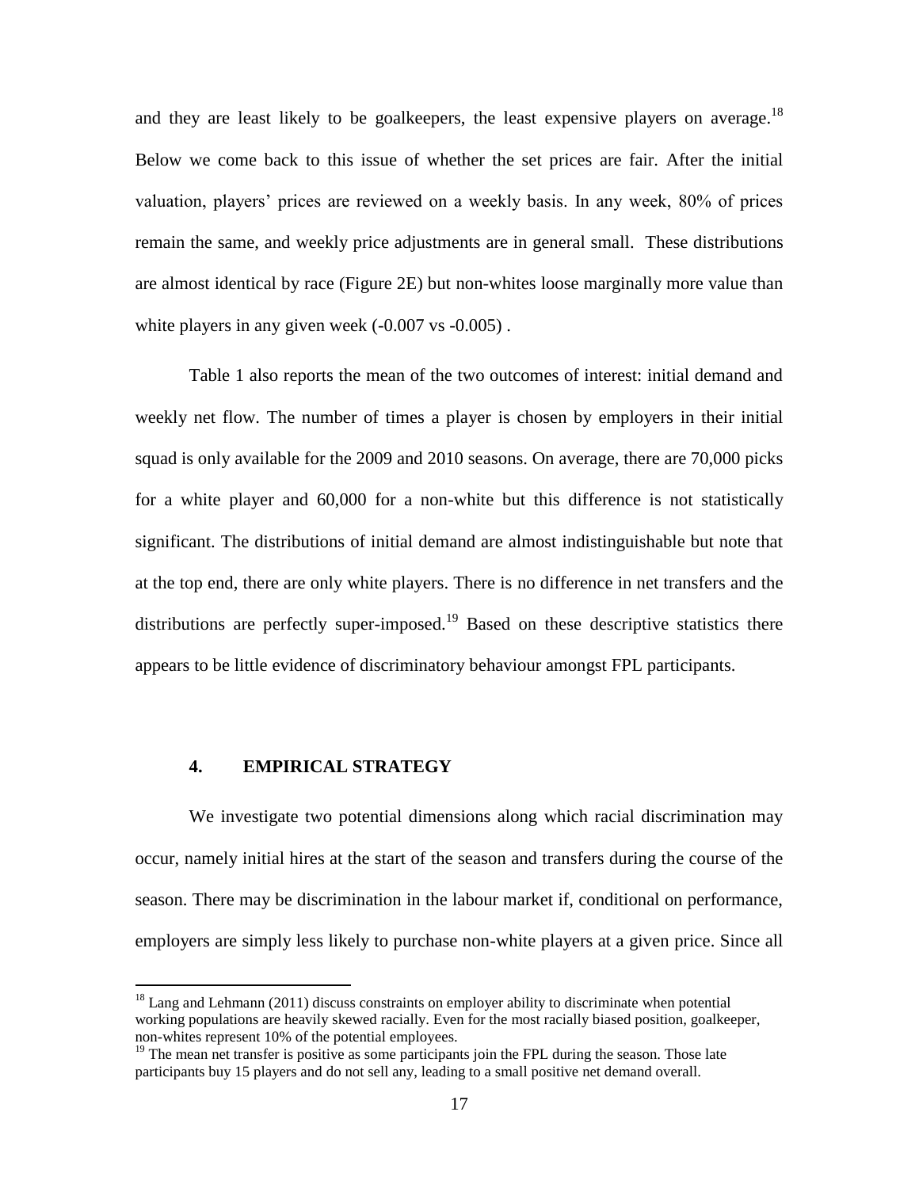and they are least likely to be goalkeepers, the least expensive players on average.[18] Below we come back to this issue of whether the set prices are fair. After the initial valuation, players' prices are reviewed on a weekly basis. In any week, 80% of prices remain the same, and weekly price adjustments are in general small. These distributions are almost identical by race (Figure 2E) but non-whites loose marginally more value than white players in any given week (-0.007 vs -0.005) .

Table 1 also reports the mean of the two outcomes of interest: initial demand and weekly net flow. The number of times a player is chosen by employers in their initial squad is only available for the 2009 and 2010 seasons. On average, there are 70,000 picks for a white player and 60,000 for a non-white but this difference is not statistically significant. The distributions of initial demand are almost indistinguishable but note that at the top end, there are only white players. There is no difference in net transfers and the distributions are perfectly super-imposed.[19] Based on these descriptive statistics there appears to be little evidence of discriminatory behaviour amongst FPL participants.

## 4. EMPIRICAL STRATEGY

We investigate two potential dimensions along which racial discrimination may occur, namely initial hires at the start of the season and transfers during the course of the season. There may be discrimination in the labour market if, conditional on performance, employers are simply less likely to purchase non-white players at a given price. Since all

[18] Lang and Lehmann (2011) discuss constraints on employer ability to discriminate when potential working populations are heavily skewed racially. Even for the most racially biased position, goalkeeper, non-whites represent 10% of the potential employees.

[19] The mean net transfer is positive as some participants join the FPL during the season. Those late participants buy 15 players and do not sell any, leading to a small positive net demand overall.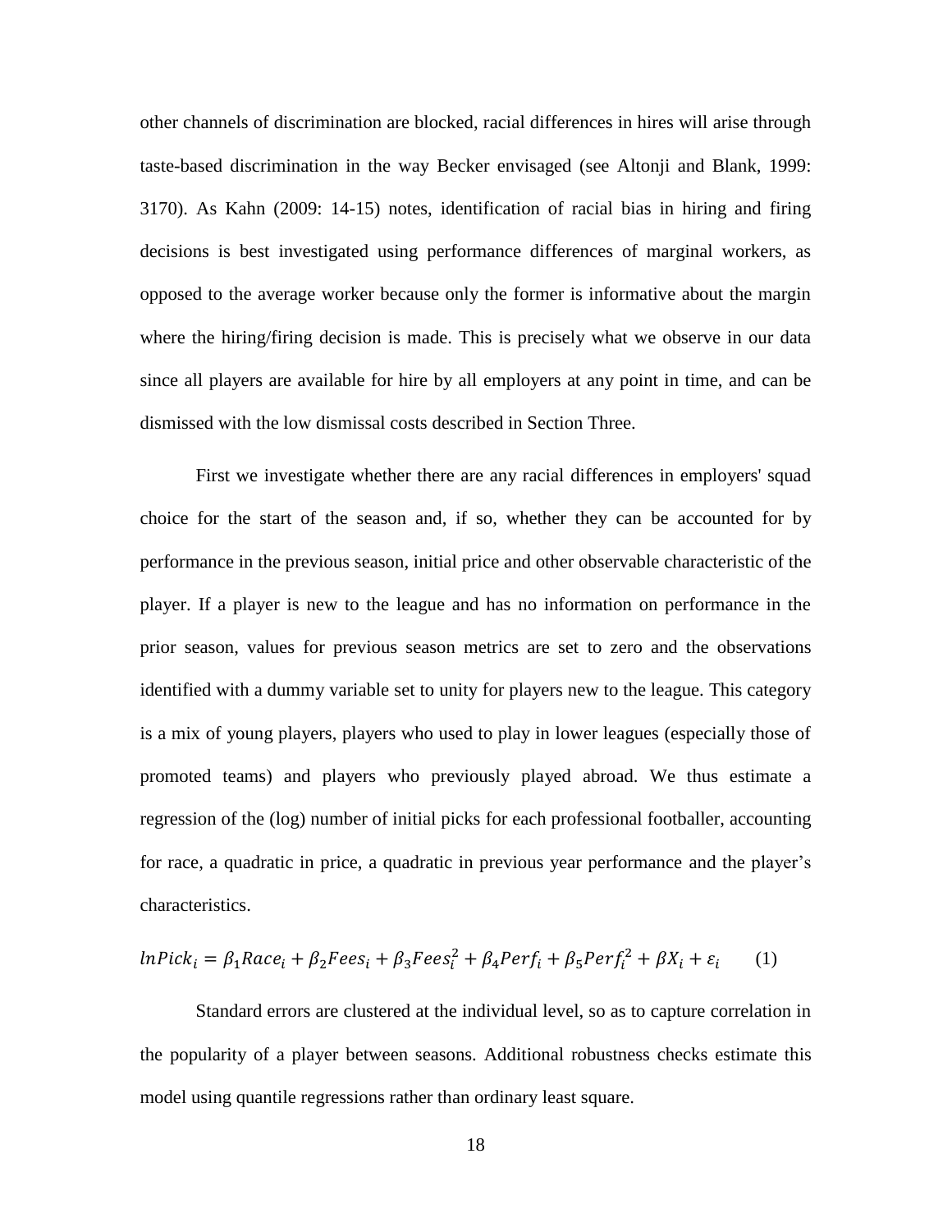other channels of discrimination are blocked, racial differences in hires will arise through taste-based discrimination in the way Becker envisaged (see Altonji and Blank, 1999: 3170). As Kahn (2009: 14-15) notes, identification of racial bias in hiring and firing decisions is best investigated using performance differences of marginal workers, as opposed to the average worker because only the former is informative about the margin where the hiring/firing decision is made. This is precisely what we observe in our data since all players are available for hire by all employers at any point in time, and can be dismissed with the low dismissal costs described in Section Three.

First we investigate whether there are any racial differences in employers' squad choice for the start of the season and, if so, whether they can be accounted for by performance in the previous season, initial price and other observable characteristic of the player. If a player is new to the league and has no information on performance in the prior season, values for previous season metrics are set to zero and the observations identified with a dummy variable set to unity for players new to the league. This category is a mix of young players, players who used to play in lower leagues (especially those of promoted teams) and players who previously played abroad. We thus estimate a regression of the (log) number of initial picks for each professional footballer, accounting for race, a quadratic in price, a quadratic in previous year performance and the player's characteristics.

$$lnPick_i = \beta_1 Race_i + \beta_2 Fees_i + \beta_3 Fees_i^2 + \beta_4 Perf_i + \beta_5 Perf_i^2 + \beta X_i + \varepsilon_i \qquad (1)$$

Standard errors are clustered at the individual level, so as to capture correlation in the popularity of a player between seasons. Additional robustness checks estimate this model using quantile regressions rather than ordinary least square.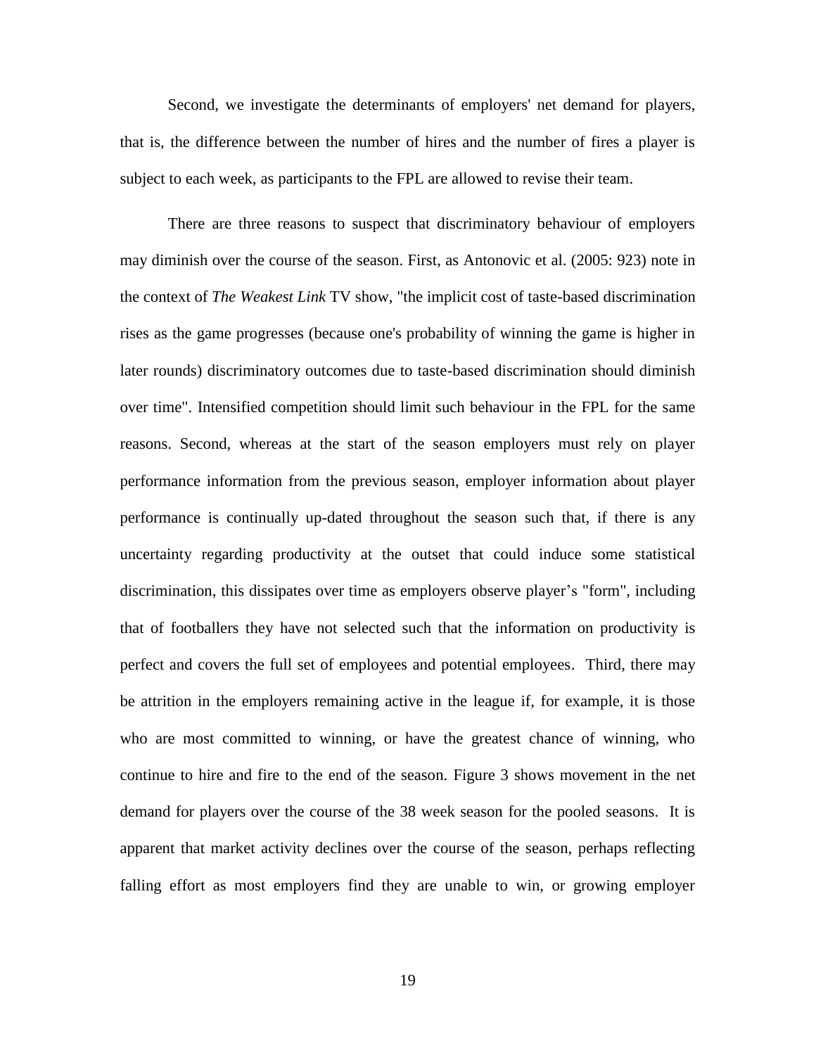Second, we investigate the determinants of employers' net demand for players, that is, the difference between the number of hires and the number of fires a player is subject to each week, as participants to the FPL are allowed to revise their team.

There are three reasons to suspect that discriminatory behaviour of employers may diminish over the course of the season. First, as Antonovic et al. (2005: 923) note in the context of *The Weakest Link* TV show, "the implicit cost of taste-based discrimination rises as the game progresses (because one's probability of winning the game is higher in later rounds) discriminatory outcomes due to taste-based discrimination should diminish over time". Intensified competition should limit such behaviour in the FPL for the same reasons. Second, whereas at the start of the season employers must rely on player performance information from the previous season, employer information about player performance is continually up-dated throughout the season such that, if there is any uncertainty regarding productivity at the outset that could induce some statistical discrimination, this dissipates over time as employers observe player's "form", including that of footballers they have not selected such that the information on productivity is perfect and covers the full set of employees and potential employees. Third, there may be attrition in the employers remaining active in the league if, for example, it is those who are most committed to winning, or have the greatest chance of winning, who continue to hire and fire to the end of the season. Figure 3 shows movement in the net demand for players over the course of the 38 week season for the pooled seasons. It is apparent that market activity declines over the course of the season, perhaps reflecting falling effort as most employers find they are unable to win, or growing employer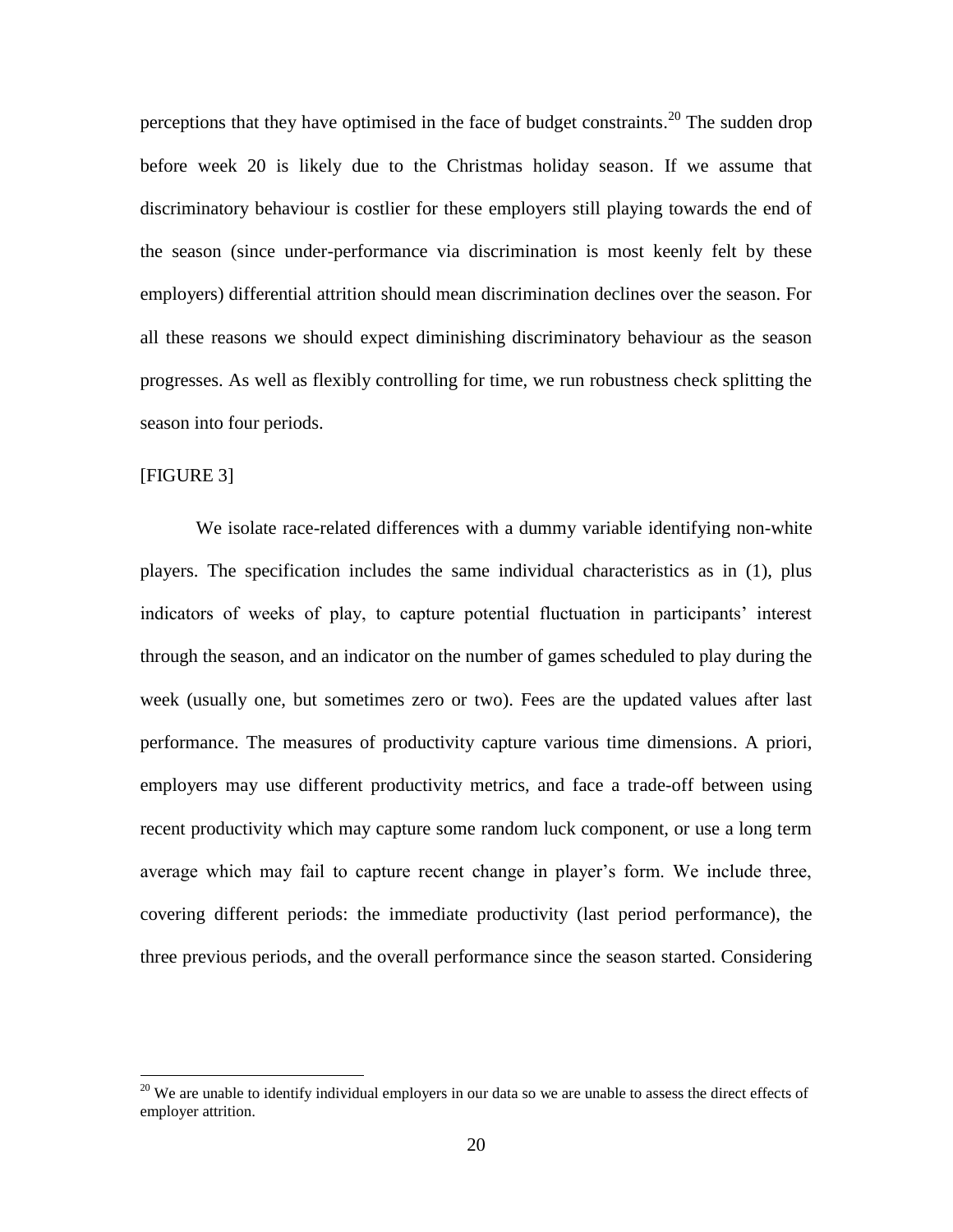perceptions that they have optimised in the face of budget constraints.[20] The sudden drop before week 20 is likely due to the Christmas holiday season. If we assume that discriminatory behaviour is costlier for these employers still playing towards the end of the season (since under-performance via discrimination is most keenly felt by these employers) differential attrition should mean discrimination declines over the season. For all these reasons we should expect diminishing discriminatory behaviour as the season progresses. As well as flexibly controlling for time, we run robustness check splitting the season into four periods.

[FIGURE 3]

We isolate race-related differences with a dummy variable identifying non-white players. The specification includes the same individual characteristics as in (1), plus indicators of weeks of play, to capture potential fluctuation in participants' interest through the season, and an indicator on the number of games scheduled to play during the week (usually one, but sometimes zero or two). Fees are the updated values after last performance. The measures of productivity capture various time dimensions. A priori, employers may use different productivity metrics, and face a trade-off between using recent productivity which may capture some random luck component, or use a long term average which may fail to capture recent change in player's form. We include three, covering different periods: the immediate productivity (last period performance), the three previous periods, and the overall performance since the season started. Considering

[20] We are unable to identify individual employers in our data so we are unable to assess the direct effects of employer attrition.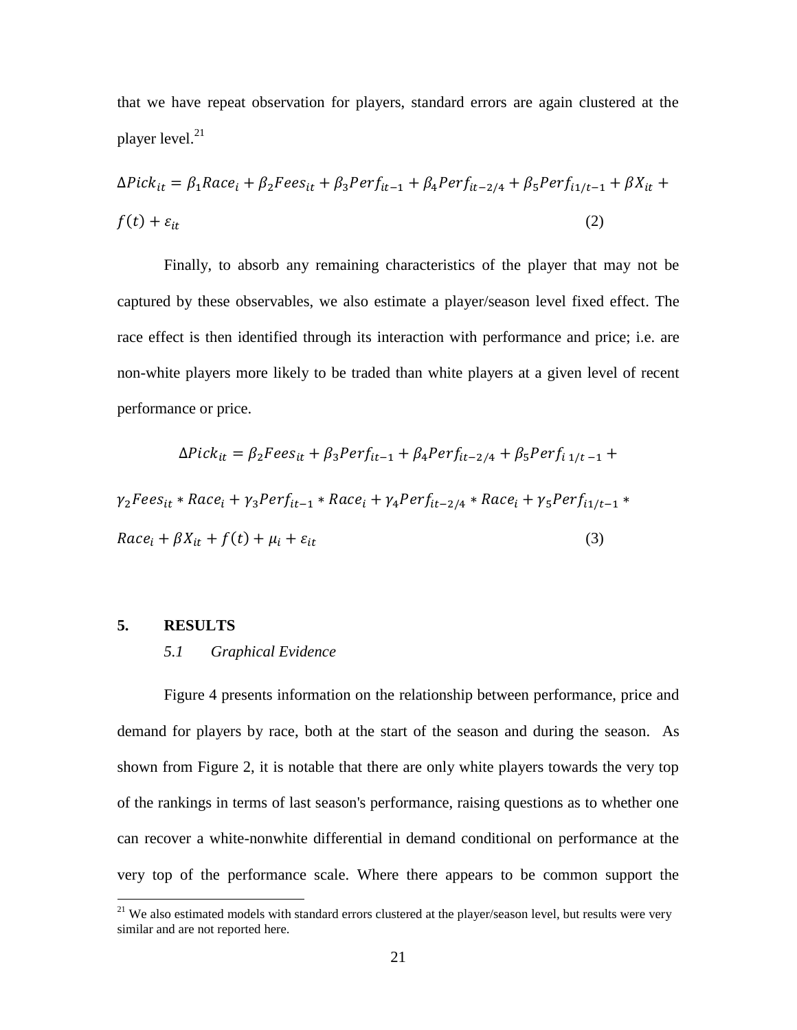that we have repeat observation for players, standard errors are again clustered at the player level.[21]

$$\Delta Pick_{it} = \beta_1 Race_i + \beta_2 Fees_{it} + \beta_3 Perf_{it-1} + \beta_4 Perf_{it-2/4} + \beta_5 Perf_{i1/t-1} + \beta X_{it} + f(t) + \varepsilon_{it} \quad (2)$$

Finally, to absorb any remaining characteristics of the player that may not be captured by these observables, we also estimate a player/season level fixed effect. The race effect is then identified through its interaction with performance and price; i.e. are non-white players more likely to be traded than white players at a given level of recent performance or price.

$$\Delta Pick_{it} = \beta_2 Fees_{it} + \beta_3 Perf_{it-1} + \beta_4 Perf_{it-2/4} + \beta_5 Perf_{i\,1/t-1} + \gamma_2 Fees_{it} * Race_i + \gamma_3 Perf_{it-1} * Race_i + \gamma_4 Perf_{it-2/4} * Race_i + \gamma_5 Perf_{i1/t-1} * Race_i + \beta X_{it} + f(t) + \mu_i + \varepsilon_{it} \quad (3)$$

## 5. RESULTS

### *5.1 Graphical Evidence*

Figure 4 presents information on the relationship between performance, price and demand for players by race, both at the start of the season and during the season. As shown from Figure 2, it is notable that there are only white players towards the very top of the rankings in terms of last season's performance, raising questions as to whether one can recover a white-nonwhite differential in demand conditional on performance at the very top of the performance scale. Where there appears to be common support the

[21] We also estimated models with standard errors clustered at the player/season level, but results were very similar and are not reported here.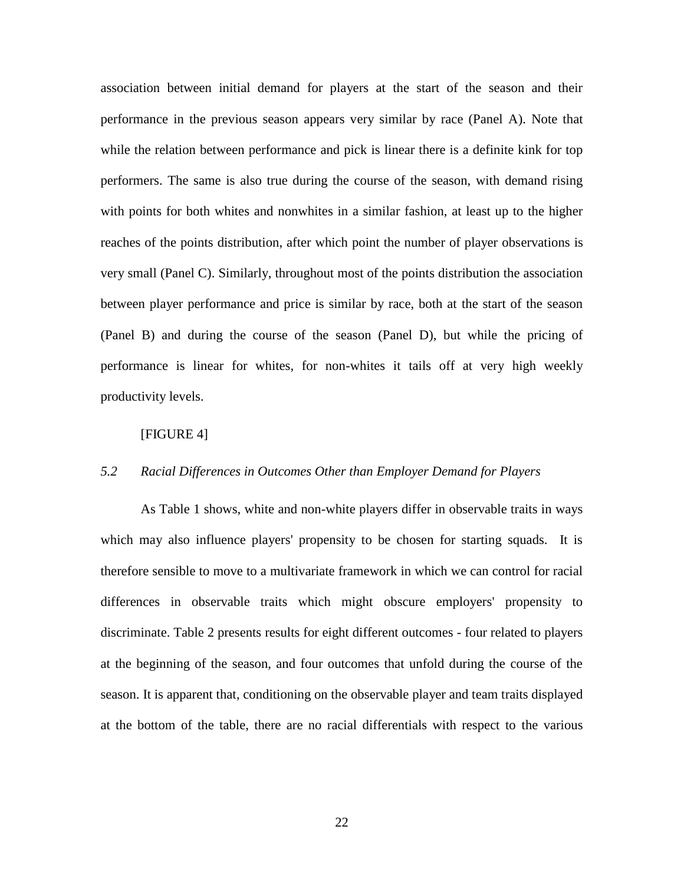association between initial demand for players at the start of the season and their performance in the previous season appears very similar by race (Panel A). Note that while the relation between performance and pick is linear there is a definite kink for top performers. The same is also true during the course of the season, with demand rising with points for both whites and nonwhites in a similar fashion, at least up to the higher reaches of the points distribution, after which point the number of player observations is very small (Panel C). Similarly, throughout most of the points distribution the association between player performance and price is similar by race, both at the start of the season (Panel B) and during the course of the season (Panel D), but while the pricing of performance is linear for whites, for non-whites it tails off at very high weekly productivity levels.

[FIGURE 4]

### *5.2 Racial Differences in Outcomes Other than Employer Demand for Players*

As Table 1 shows, white and non-white players differ in observable traits in ways which may also influence players' propensity to be chosen for starting squads. It is therefore sensible to move to a multivariate framework in which we can control for racial differences in observable traits which might obscure employers' propensity to discriminate. Table 2 presents results for eight different outcomes - four related to players at the beginning of the season, and four outcomes that unfold during the course of the season. It is apparent that, conditioning on the observable player and team traits displayed at the bottom of the table, there are no racial differentials with respect to the various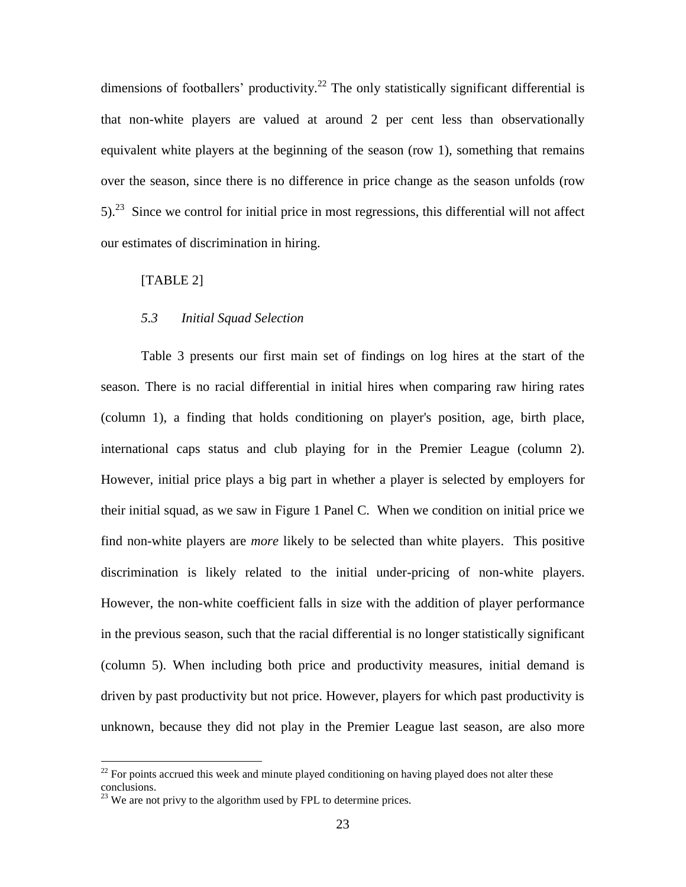dimensions of footballers' productivity.[22] The only statistically significant differential is that non-white players are valued at around 2 per cent less than observationally equivalent white players at the beginning of the season (row 1), something that remains over the season, since there is no difference in price change as the season unfolds (row 5).[23] Since we control for initial price in most regressions, this differential will not affect our estimates of discrimination in hiring.

[TABLE 2]

### *5.3 Initial Squad Selection*

Table 3 presents our first main set of findings on log hires at the start of the season. There is no racial differential in initial hires when comparing raw hiring rates (column 1), a finding that holds conditioning on player's position, age, birth place, international caps status and club playing for in the Premier League (column 2). However, initial price plays a big part in whether a player is selected by employers for their initial squad, as we saw in Figure 1 Panel C. When we condition on initial price we find non-white players are *more* likely to be selected than white players. This positive discrimination is likely related to the initial under-pricing of non-white players. However, the non-white coefficient falls in size with the addition of player performance in the previous season, such that the racial differential is no longer statistically significant (column 5). When including both price and productivity measures, initial demand is driven by past productivity but not price. However, players for which past productivity is unknown, because they did not play in the Premier League last season, are also more

[22] For points accrued this week and minute played conditioning on having played does not alter these conclusions.

[23] We are not privy to the algorithm used by FPL to determine prices.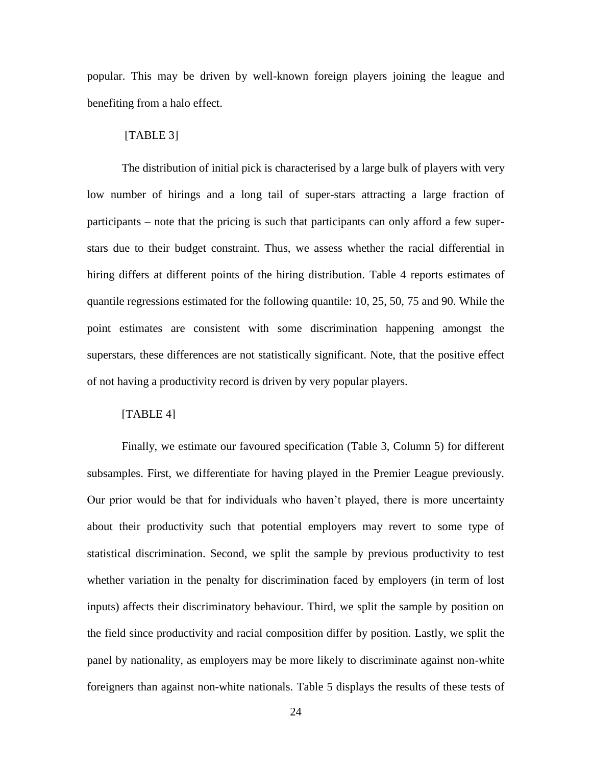popular. This may be driven by well-known foreign players joining the league and benefiting from a halo effect.

[TABLE 3]

The distribution of initial pick is characterised by a large bulk of players with very low number of hirings and a long tail of super-stars attracting a large fraction of participants – note that the pricing is such that participants can only afford a few super-stars due to their budget constraint. Thus, we assess whether the racial differential in hiring differs at different points of the hiring distribution. Table 4 reports estimates of quantile regressions estimated for the following quantile: 10, 25, 50, 75 and 90. While the point estimates are consistent with some discrimination happening amongst the superstars, these differences are not statistically significant. Note, that the positive effect of not having a productivity record is driven by very popular players.

[TABLE 4]

Finally, we estimate our favoured specification (Table 3, Column 5) for different subsamples. First, we differentiate for having played in the Premier League previously. Our prior would be that for individuals who haven't played, there is more uncertainty about their productivity such that potential employers may revert to some type of statistical discrimination. Second, we split the sample by previous productivity to test whether variation in the penalty for discrimination faced by employers (in term of lost inputs) affects their discriminatory behaviour. Third, we split the sample by position on the field since productivity and racial composition differ by position. Lastly, we split the panel by nationality, as employers may be more likely to discriminate against non-white foreigners than against non-white nationals. Table 5 displays the results of these tests of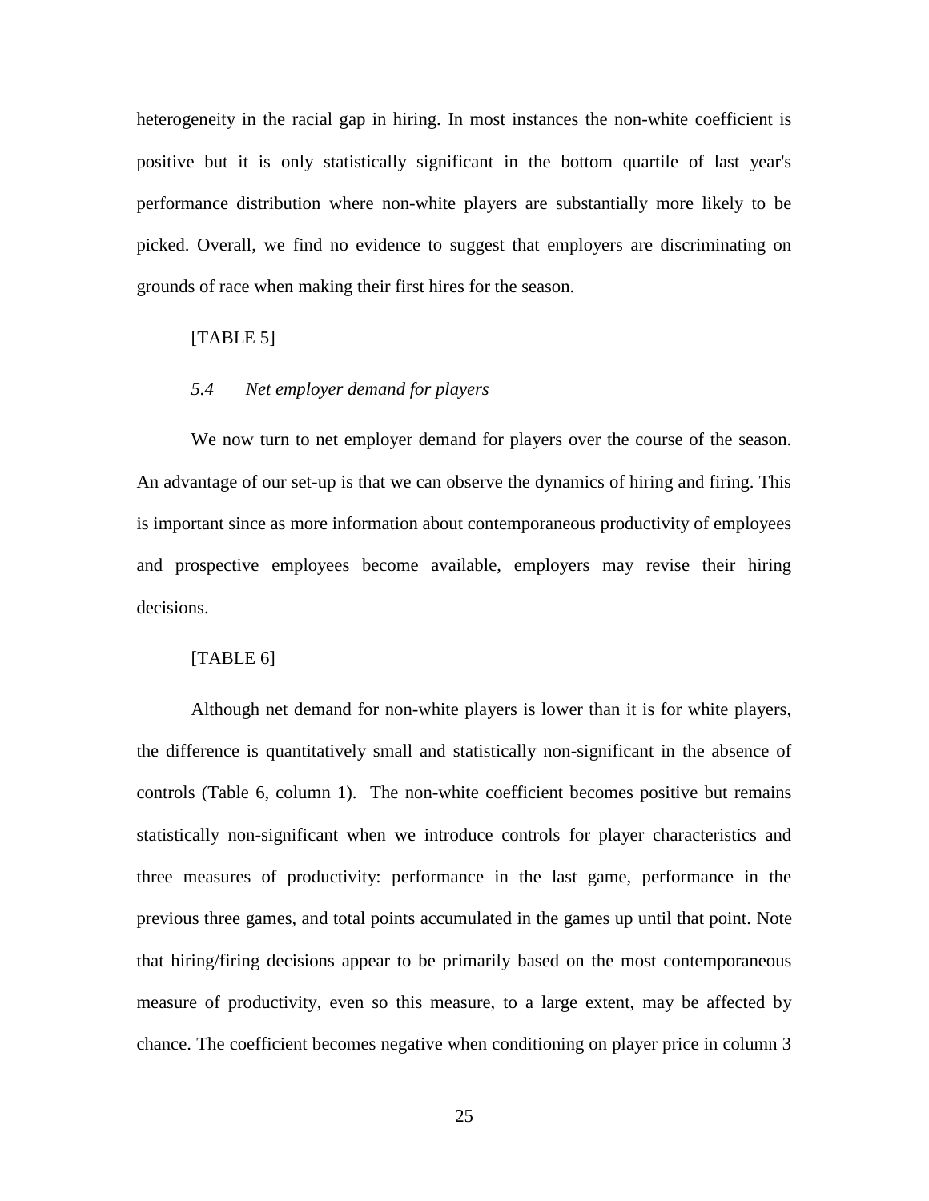heterogeneity in the racial gap in hiring. In most instances the non-white coefficient is positive but it is only statistically significant in the bottom quartile of last year's performance distribution where non-white players are substantially more likely to be picked. Overall, we find no evidence to suggest that employers are discriminating on grounds of race when making their first hires for the season.

[TABLE 5]

### *5.4 Net employer demand for players*

We now turn to net employer demand for players over the course of the season. An advantage of our set-up is that we can observe the dynamics of hiring and firing. This is important since as more information about contemporaneous productivity of employees and prospective employees become available, employers may revise their hiring decisions.

[TABLE 6]

Although net demand for non-white players is lower than it is for white players, the difference is quantitatively small and statistically non-significant in the absence of controls (Table 6, column 1). The non-white coefficient becomes positive but remains statistically non-significant when we introduce controls for player characteristics and three measures of productivity: performance in the last game, performance in the previous three games, and total points accumulated in the games up until that point. Note that hiring/firing decisions appear to be primarily based on the most contemporaneous measure of productivity, even so this measure, to a large extent, may be affected by chance. The coefficient becomes negative when conditioning on player price in column 3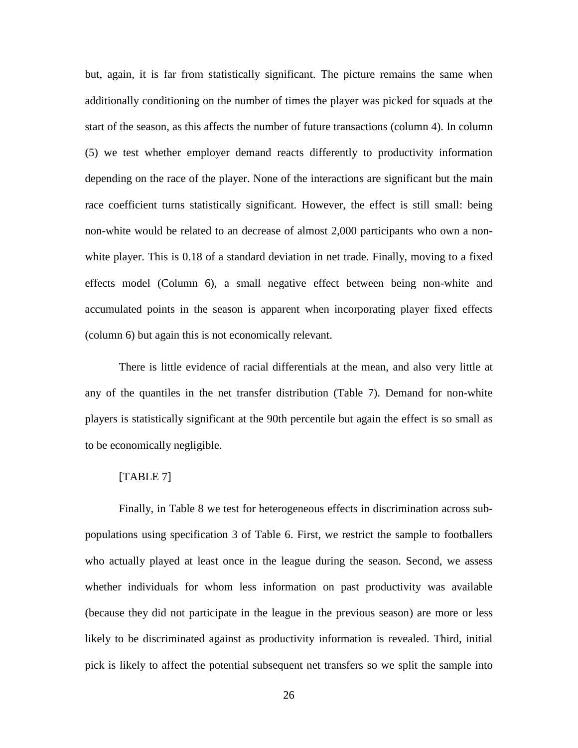but, again, it is far from statistically significant. The picture remains the same when additionally conditioning on the number of times the player was picked for squads at the start of the season, as this affects the number of future transactions (column 4). In column (5) we test whether employer demand reacts differently to productivity information depending on the race of the player. None of the interactions are significant but the main race coefficient turns statistically significant. However, the effect is still small: being non-white would be related to an decrease of almost 2,000 participants who own a non-white player. This is 0.18 of a standard deviation in net trade. Finally, moving to a fixed effects model (Column 6), a small negative effect between being non-white and accumulated points in the season is apparent when incorporating player fixed effects (column 6) but again this is not economically relevant.

There is little evidence of racial differentials at the mean, and also very little at any of the quantiles in the net transfer distribution (Table 7). Demand for non-white players is statistically significant at the 90th percentile but again the effect is so small as to be economically negligible.

[TABLE 7]

Finally, in Table 8 we test for heterogeneous effects in discrimination across sub-populations using specification 3 of Table 6. First, we restrict the sample to footballers who actually played at least once in the league during the season. Second, we assess whether individuals for whom less information on past productivity was available (because they did not participate in the league in the previous season) are more or less likely to be discriminated against as productivity information is revealed. Third, initial pick is likely to affect the potential subsequent net transfers so we split the sample into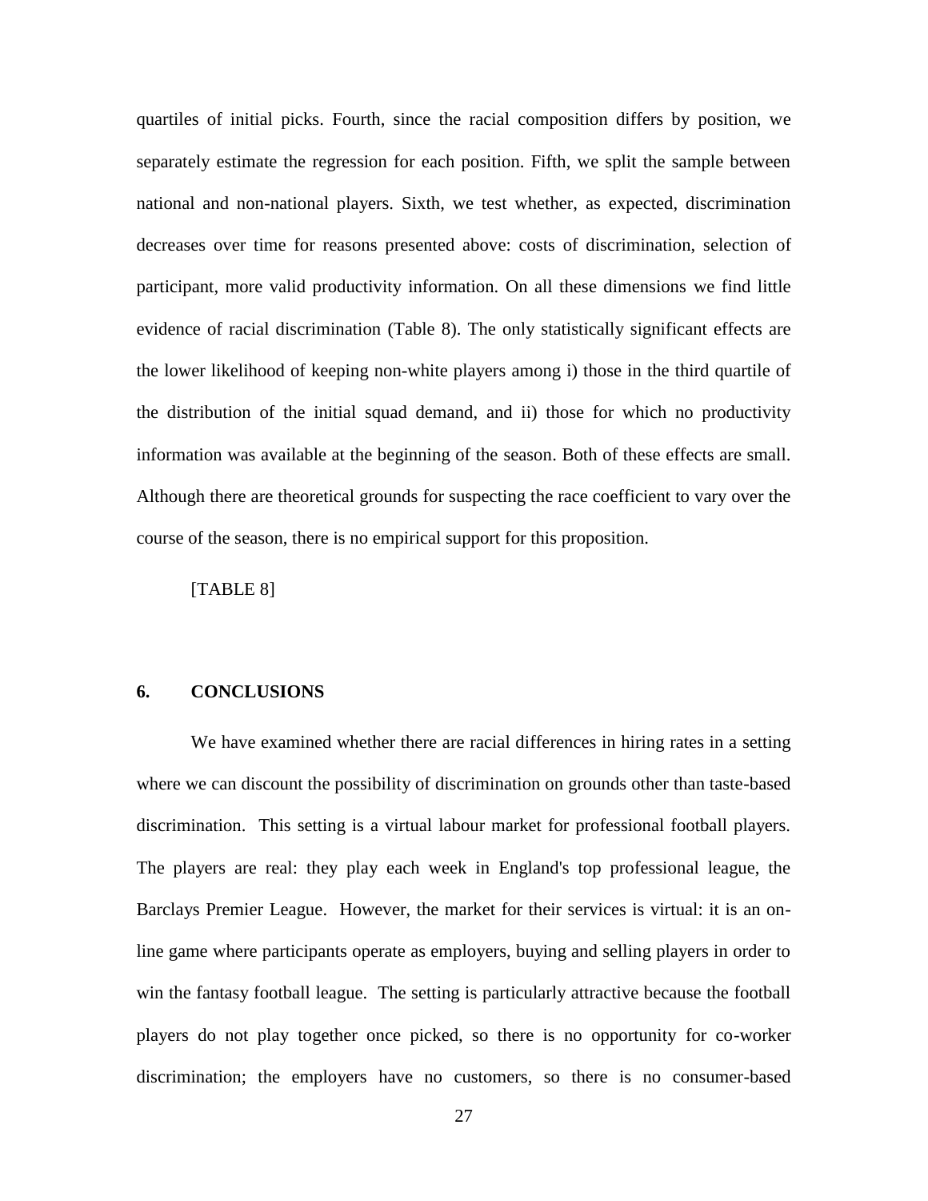quartiles of initial picks. Fourth, since the racial composition differs by position, we separately estimate the regression for each position. Fifth, we split the sample between national and non-national players. Sixth, we test whether, as expected, discrimination decreases over time for reasons presented above: costs of discrimination, selection of participant, more valid productivity information. On all these dimensions we find little evidence of racial discrimination (Table 8). The only statistically significant effects are the lower likelihood of keeping non-white players among i) those in the third quartile of the distribution of the initial squad demand, and ii) those for which no productivity information was available at the beginning of the season. Both of these effects are small. Although there are theoretical grounds for suspecting the race coefficient to vary over the course of the season, there is no empirical support for this proposition.

[TABLE 8]

## 6. CONCLUSIONS

We have examined whether there are racial differences in hiring rates in a setting where we can discount the possibility of discrimination on grounds other than taste-based discrimination. This setting is a virtual labour market for professional football players. The players are real: they play each week in England's top professional league, the Barclays Premier League. However, the market for their services is virtual: it is an on-line game where participants operate as employers, buying and selling players in order to win the fantasy football league. The setting is particularly attractive because the football players do not play together once picked, so there is no opportunity for co-worker discrimination; the employers have no customers, so there is no consumer-based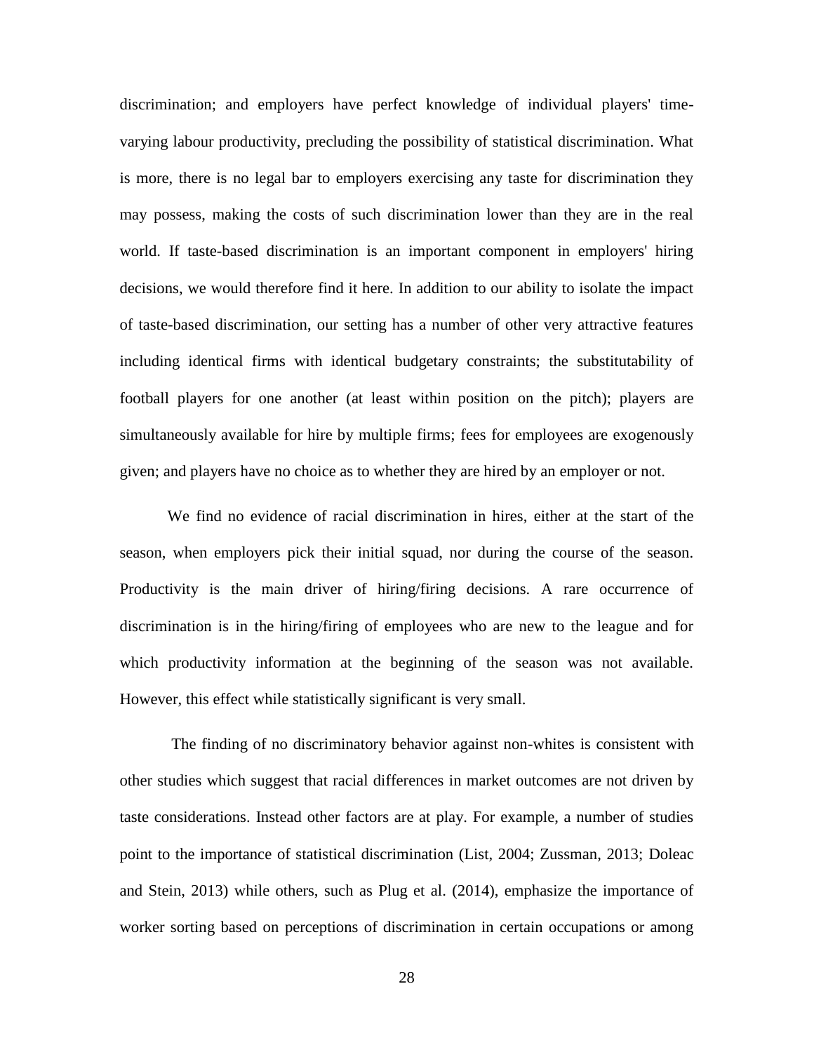discrimination; and employers have perfect knowledge of individual players' time-varying labour productivity, precluding the possibility of statistical discrimination. What is more, there is no legal bar to employers exercising any taste for discrimination they may possess, making the costs of such discrimination lower than they are in the real world. If taste-based discrimination is an important component in employers' hiring decisions, we would therefore find it here. In addition to our ability to isolate the impact of taste-based discrimination, our setting has a number of other very attractive features including identical firms with identical budgetary constraints; the substitutability of football players for one another (at least within position on the pitch); players are simultaneously available for hire by multiple firms; fees for employees are exogenously given; and players have no choice as to whether they are hired by an employer or not.

We find no evidence of racial discrimination in hires, either at the start of the season, when employers pick their initial squad, nor during the course of the season. Productivity is the main driver of hiring/firing decisions. A rare occurrence of discrimination is in the hiring/firing of employees who are new to the league and for which productivity information at the beginning of the season was not available. However, this effect while statistically significant is very small.

The finding of no discriminatory behavior against non-whites is consistent with other studies which suggest that racial differences in market outcomes are not driven by taste considerations. Instead other factors are at play. For example, a number of studies point to the importance of statistical discrimination (List, 2004; Zussman, 2013; Doleac and Stein, 2013) while others, such as Plug et al. (2014), emphasize the importance of worker sorting based on perceptions of discrimination in certain occupations or among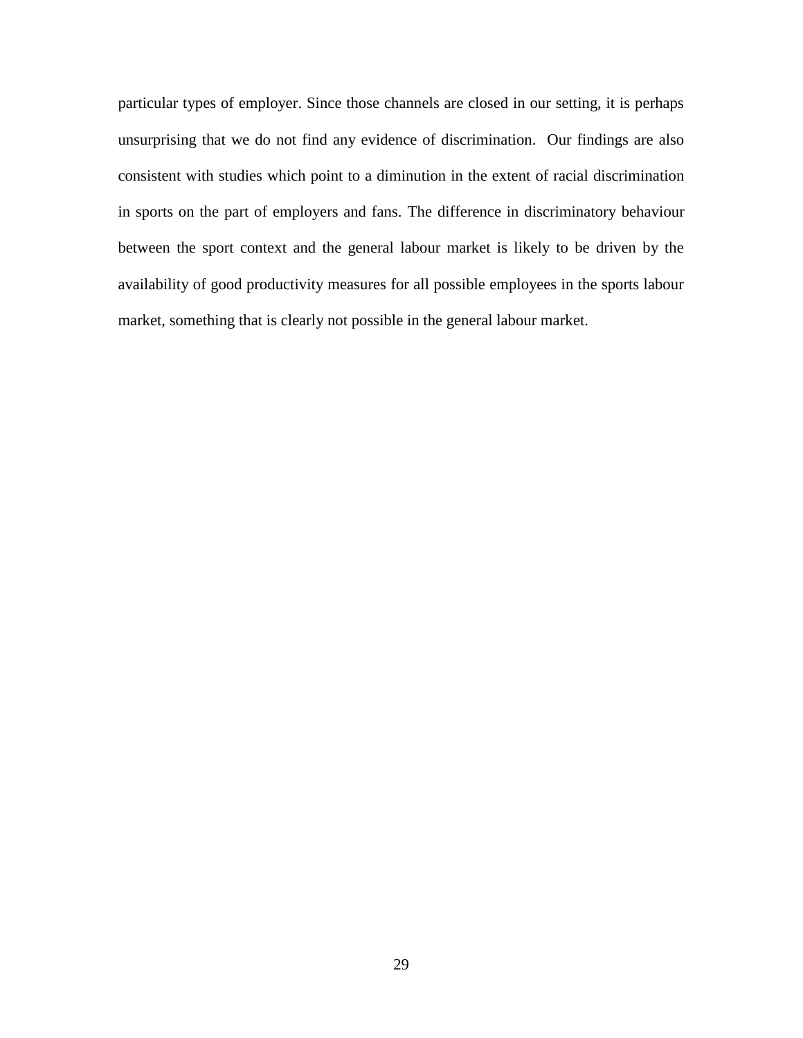particular types of employer. Since those channels are closed in our setting, it is perhaps unsurprising that we do not find any evidence of discrimination. Our findings are also consistent with studies which point to a diminution in the extent of racial discrimination in sports on the part of employers and fans. The difference in discriminatory behaviour between the sport context and the general labour market is likely to be driven by the availability of good productivity measures for all possible employees in the sports labour market, something that is clearly not possible in the general labour market.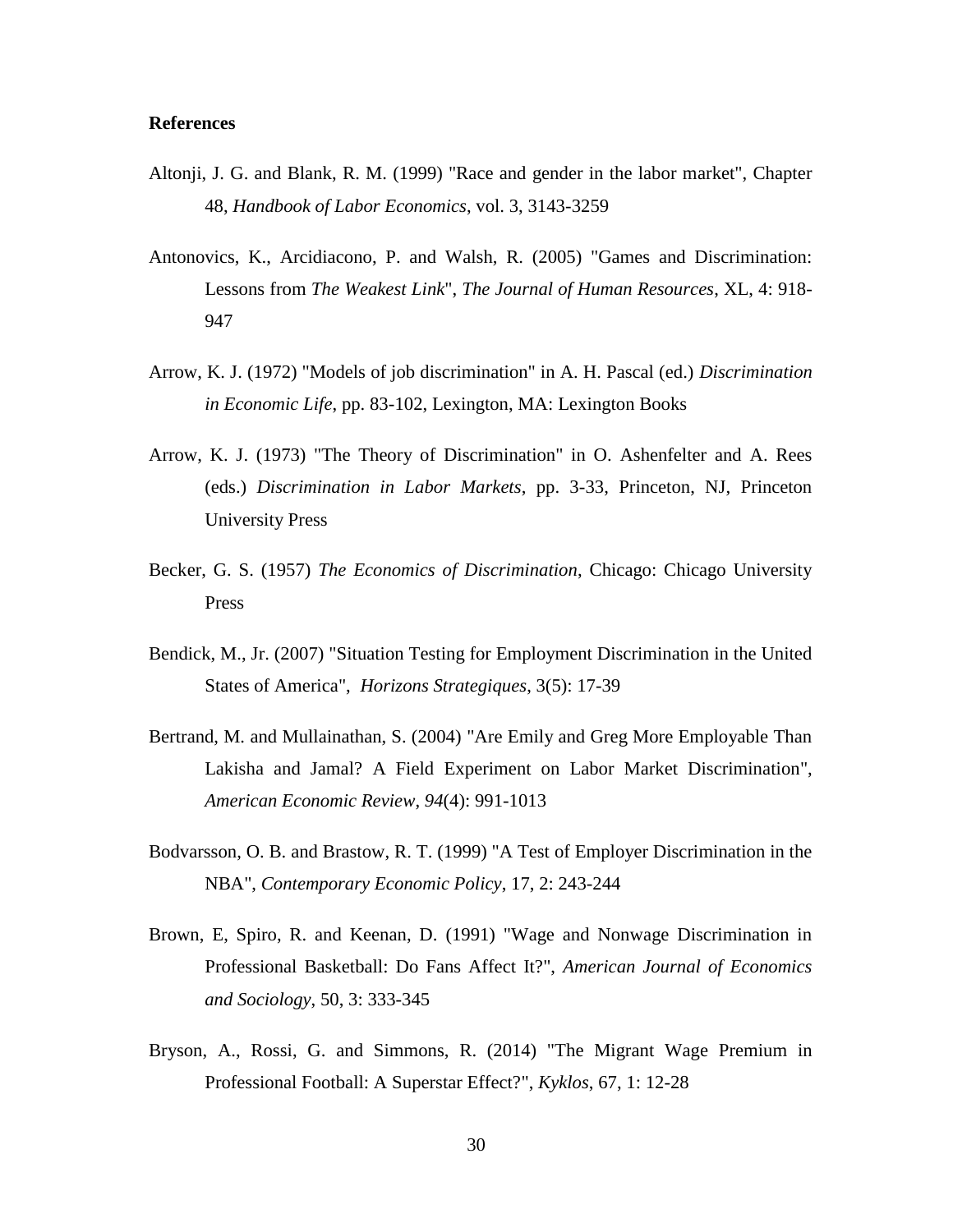**References**

Altonji, J. G. and Blank, R. M. (1999) "Race and gender in the labor market", Chapter 48, *Handbook of Labor Economics*, vol. 3, 3143-3259

Antonovics, K., Arcidiacono, P. and Walsh, R. (2005) "Games and Discrimination: Lessons from *The Weakest Link*", *The Journal of Human Resources*, XL, 4: 918-947

Arrow, K. J. (1972) "Models of job discrimination" in A. H. Pascal (ed.) *Discrimination in Economic Life*, pp. 83-102, Lexington, MA: Lexington Books

Arrow, K. J. (1973) "The Theory of Discrimination" in O. Ashenfelter and A. Rees (eds.) *Discrimination in Labor Markets*, pp. 3-33, Princeton, NJ, Princeton University Press

Becker, G. S. (1957) *The Economics of Discrimination*, Chicago: Chicago University Press

Bendick, M., Jr. (2007) "Situation Testing for Employment Discrimination in the United States of America", *Horizons Strategiques*, 3(5): 17-39

Bertrand, M. and Mullainathan, S. (2004) "Are Emily and Greg More Employable Than Lakisha and Jamal? A Field Experiment on Labor Market Discrimination", *American Economic Review*, *94*(4): 991-1013

Bodvarsson, O. B. and Brastow, R. T. (1999) "A Test of Employer Discrimination in the NBA", *Contemporary Economic Policy*, 17, 2: 243-244

Brown, E, Spiro, R. and Keenan, D. (1991) "Wage and Nonwage Discrimination in Professional Basketball: Do Fans Affect It?", *American Journal of Economics and Sociology*, 50, 3: 333-345

Bryson, A., Rossi, G. and Simmons, R. (2014) "The Migrant Wage Premium in Professional Football: A Superstar Effect?", *Kyklos*, 67, 1: 12-28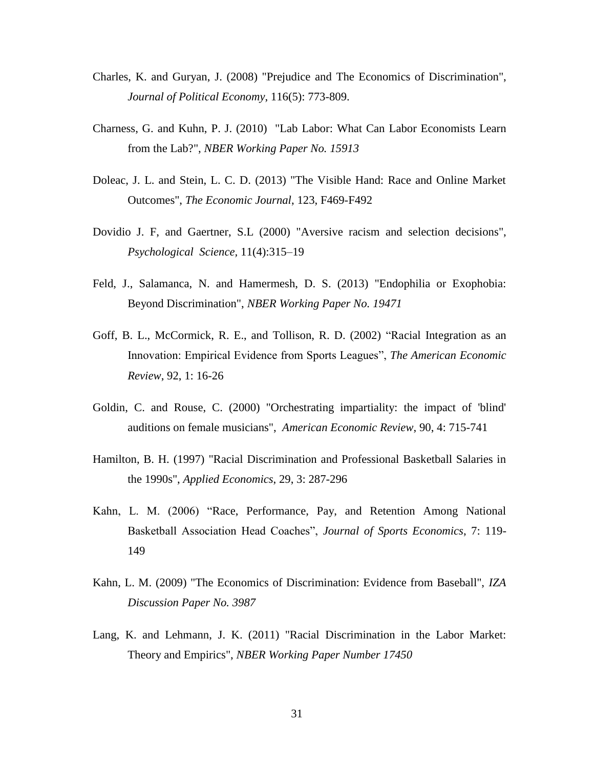Charles, K. and Guryan, J. (2008) "Prejudice and The Economics of Discrimination", *Journal of Political Economy*, 116(5): 773-809.

Charness, G. and Kuhn, P. J. (2010) "Lab Labor: What Can Labor Economists Learn from the Lab?", *NBER Working Paper No. 15913*

Doleac, J. L. and Stein, L. C. D. (2013) "The Visible Hand: Race and Online Market Outcomes", *The Economic Journal*, 123, F469-F492

Dovidio J. F, and Gaertner, S.L (2000) "Aversive racism and selection decisions", *Psychological Science,* 11(4):315–19

Feld, J., Salamanca, N. and Hamermesh, D. S. (2013) "Endophilia or Exophobia: Beyond Discrimination", *NBER Working Paper No. 19471*

Goff, B. L., McCormick, R. E., and Tollison, R. D. (2002) "Racial Integration as an Innovation: Empirical Evidence from Sports Leagues", *The American Economic Review,* 92, 1: 16-26

Goldin, C. and Rouse, C. (2000) "Orchestrating impartiality: the impact of 'blind' auditions on female musicians", *American Economic Review*, 90, 4: 715-741

Hamilton, B. H. (1997) "Racial Discrimination and Professional Basketball Salaries in the 1990s", *Applied Economics*, 29, 3: 287-296

Kahn, L. M. (2006) "Race, Performance, Pay, and Retention Among National Basketball Association Head Coaches", *Journal of Sports Economics*, 7: 119-149

Kahn, L. M. (2009) "The Economics of Discrimination: Evidence from Baseball", *IZA Discussion Paper No. 3987*

Lang, K. and Lehmann, J. K. (2011) "Racial Discrimination in the Labor Market: Theory and Empirics", *NBER Working Paper Number 17450*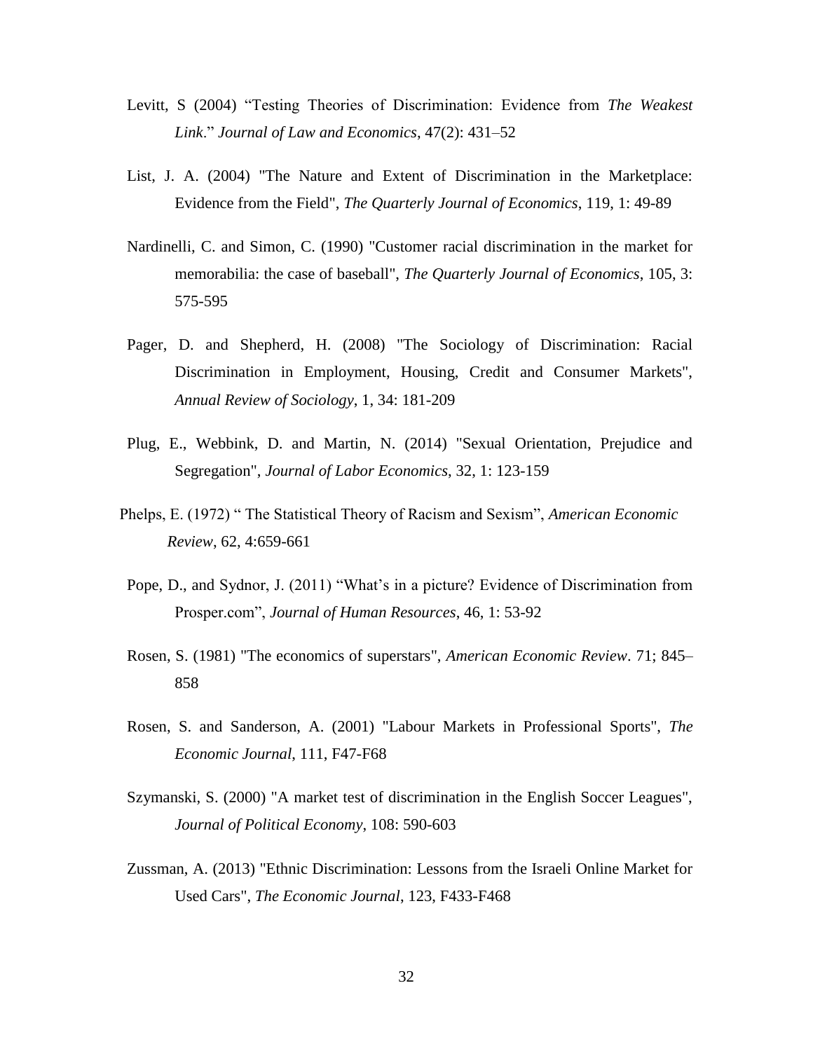Levitt, S (2004) “Testing Theories of Discrimination: Evidence from *The Weakest Link*.” *Journal of Law and Economics*, 47(2): 431–52

List, J. A. (2004) "The Nature and Extent of Discrimination in the Marketplace: Evidence from the Field", *The Quarterly Journal of Economics*, 119, 1: 49-89

Nardinelli, C. and Simon, C. (1990) "Customer racial discrimination in the market for memorabilia: the case of baseball", *The Quarterly Journal of Economics*, 105, 3: 575-595

Pager, D. and Shepherd, H. (2008) "The Sociology of Discrimination: Racial Discrimination in Employment, Housing, Credit and Consumer Markets", *Annual Review of Sociology*, 1, 34: 181-209

Plug, E., Webbink, D. and Martin, N. (2014) "Sexual Orientation, Prejudice and Segregation", *Journal of Labor Economics*, 32, 1: 123-159

Phelps, E. (1972) “ The Statistical Theory of Racism and Sexism”, *American Economic Review*, 62, 4:659-661

Pope, D., and Sydnor, J. (2011) “What’s in a picture? Evidence of Discrimination from Prosper.com”, *Journal of Human Resources*, 46, 1: 53-92

Rosen, S. (1981) "The economics of superstars", *American Economic Review*. 71; 845–858

Rosen, S. and Sanderson, A. (2001) "Labour Markets in Professional Sports", *The Economic Journal*, 111, F47-F68

Szymanski, S. (2000) "A market test of discrimination in the English Soccer Leagues", *Journal of Political Economy*, 108: 590-603

Zussman, A. (2013) "Ethnic Discrimination: Lessons from the Israeli Online Market for Used Cars", *The Economic Journal*, 123, F433-F468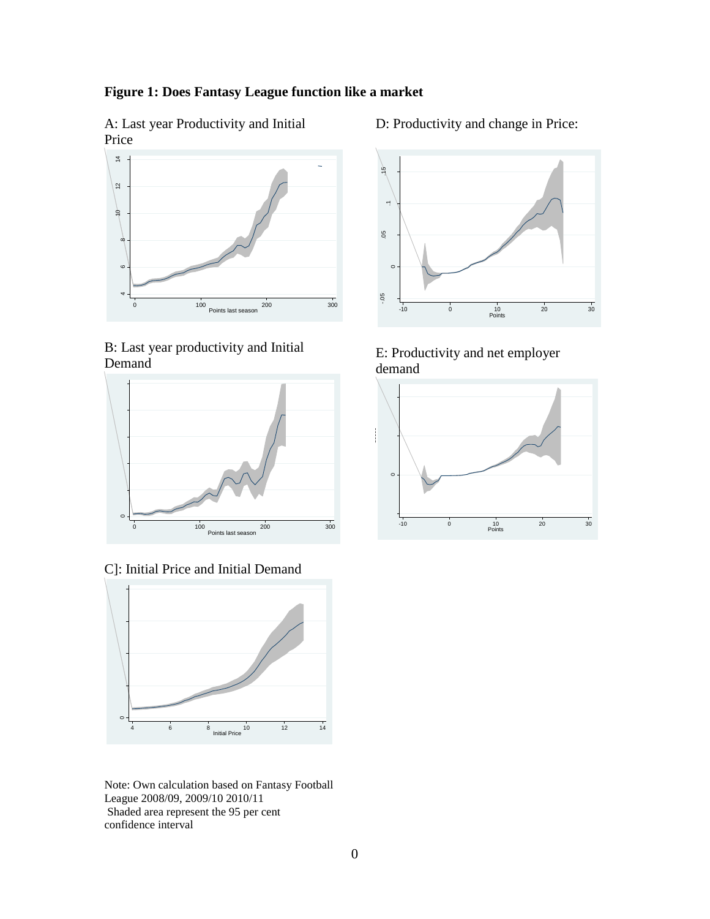**Figure 1: Does Fantasy League function like a market**

A: Last year Productivity and Initial Price

D: Productivity and change in Price:

B: Last year productivity and Initial Demand

E: Productivity and net employer demand

C]: Initial Price and Initial Demand

Note: Own calculation based on Fantasy Football League 2008/09, 2009/10 2010/11
Shaded area represent the 95 per cent confidence interval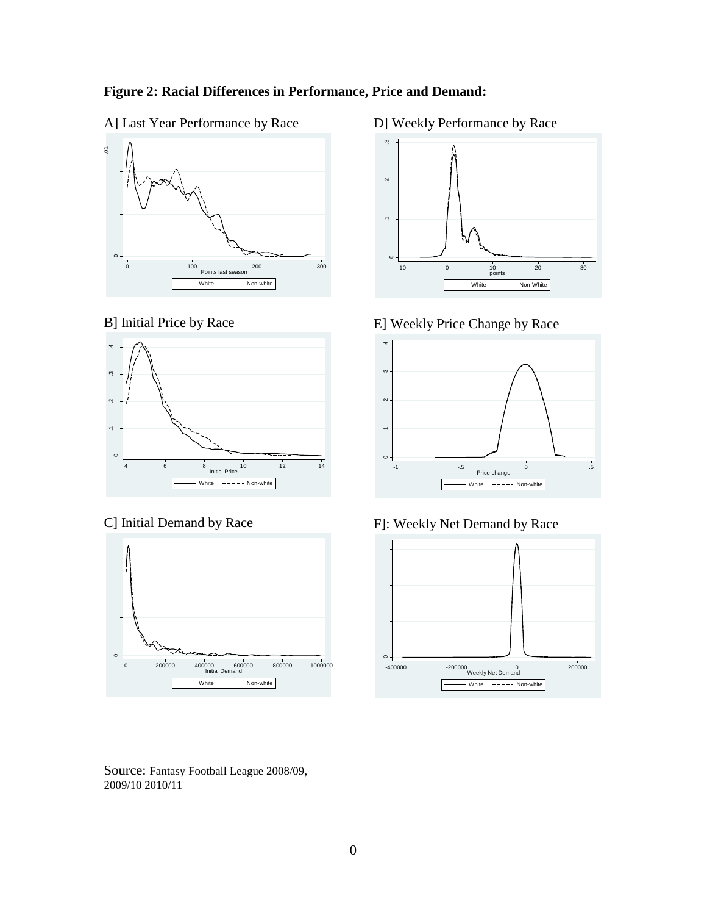**Figure 2: Racial Differences in Performance, Price and Demand:**

A] Last Year Performance by Race

D] Weekly Performance by Race

B] Initial Price by Race

E] Weekly Price Change by Race

C] Initial Demand by Race

F]: Weekly Net Demand by Race

Source: Fantasy Football League 2008/09, 2009/10 2010/11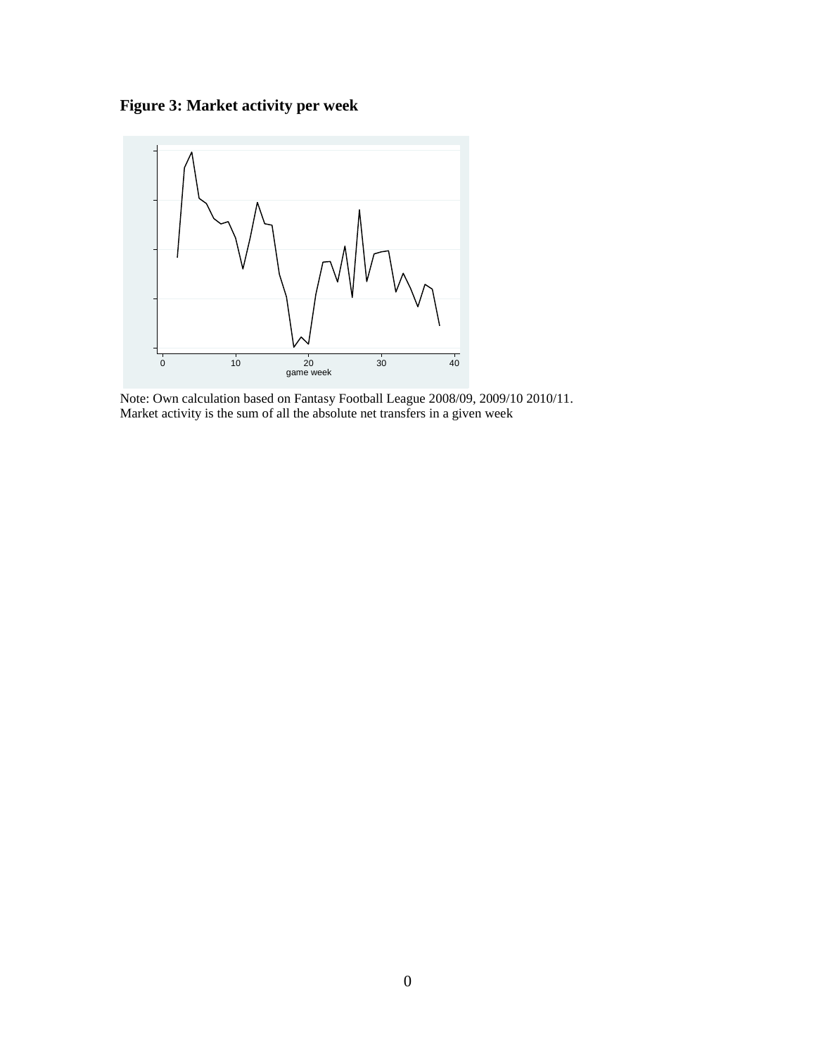**Figure 3: Market activity per week**

Note: Own calculation based on Fantasy Football League 2008/09, 2009/10 2010/11.
Market activity is the sum of all the absolute net transfers in a given week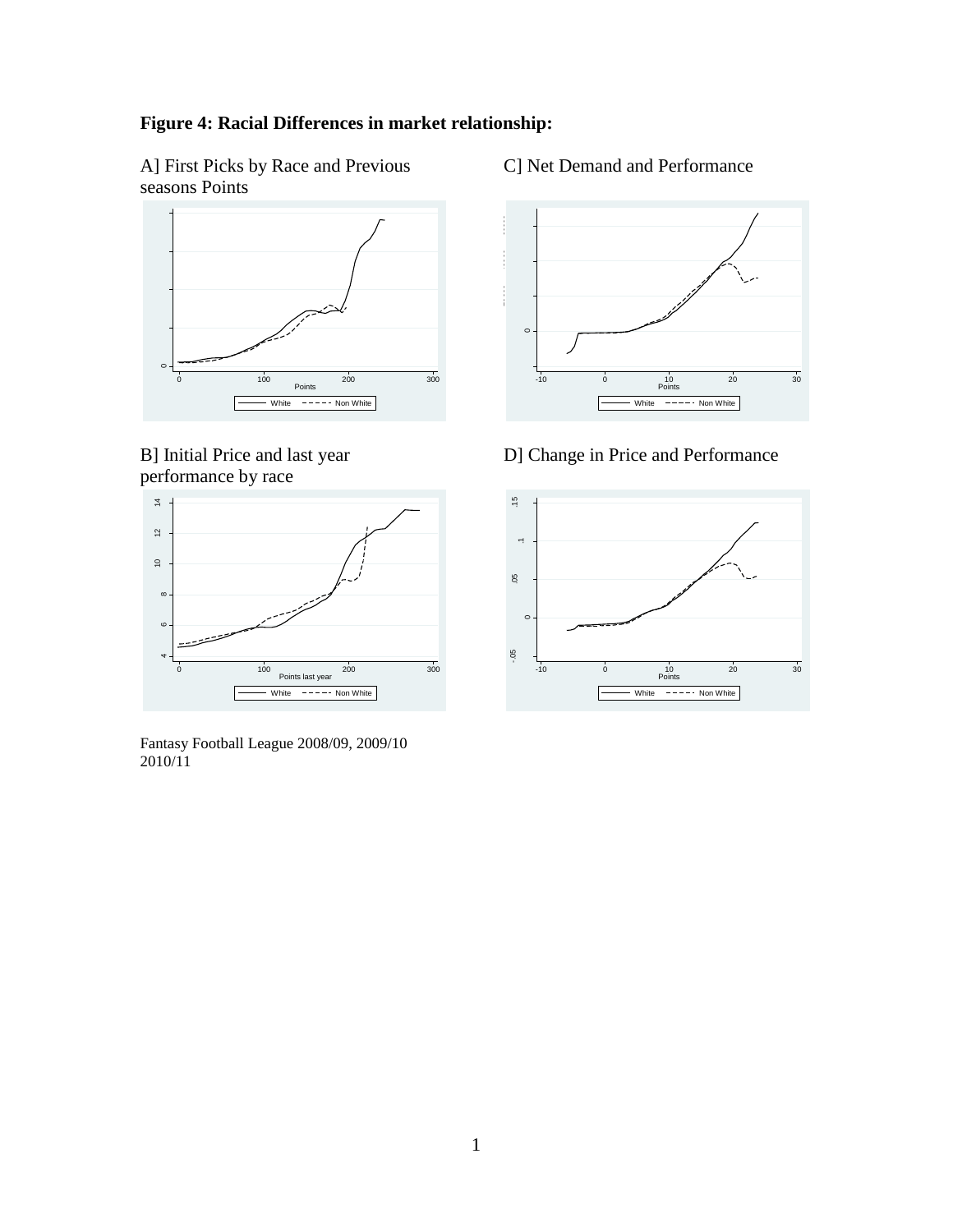**Figure 4: Racial Differences in market relationship:**

A] First Picks by Race and Previous seasons Points

C] Net Demand and Performance

B] Initial Price and last year performance by race

D] Change in Price and Performance

Fantasy Football League 2008/09, 2009/10 2010/11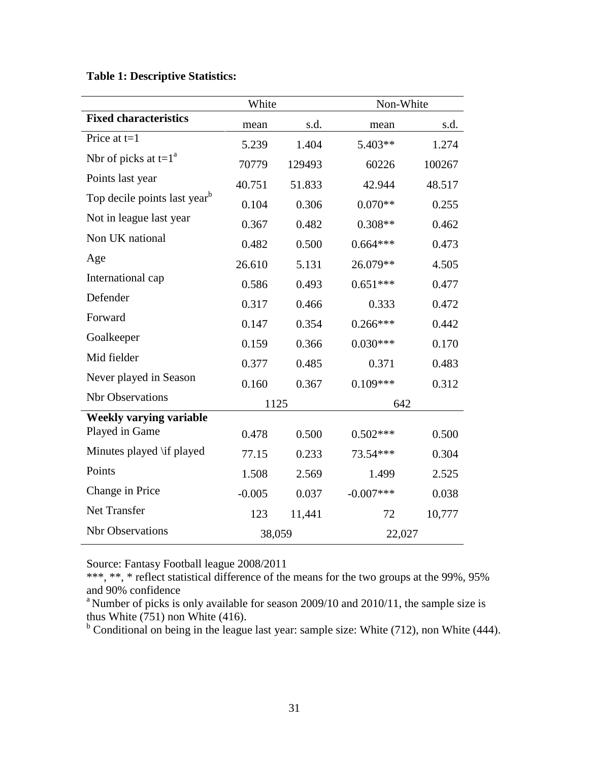**Table 1: Descriptive Statistics:**

| | White | | Non-White | |
|---|---|---|---|---|
| **Fixed characteristics** | mean | s.d. | mean | s.d. |
| Price at t=1 | 5.239 | 1.404 | 5.403** | 1.274 |
| Nbr of picks at t=1[a] | 70779 | 129493 | 60226 | 100267 |
| Points last year | 40.751 | 51.833 | 42.944 | 48.517 |
| Top decile points last year[b] | 0.104 | 0.306 | 0.070** | 0.255 |
| Not in league last year | 0.367 | 0.482 | 0.308** | 0.462 |
| Non UK national | 0.482 | 0.500 | 0.664*** | 0.473 |
| Age | 26.610 | 5.131 | 26.079** | 4.505 |
| International cap | 0.586 | 0.493 | 0.651*** | 0.477 |
| Defender | 0.317 | 0.466 | 0.333 | 0.472 |
| Forward | 0.147 | 0.354 | 0.266*** | 0.442 |
| Goalkeeper | 0.159 | 0.366 | 0.030*** | 0.170 |
| Mid fielder | 0.377 | 0.485 | 0.371 | 0.483 |
| Never played in Season | 0.160 | 0.367 | 0.109*** | 0.312 |
| Nbr Observations | 1125 | | 642 | |
| **Weekly varying variable** | | | | |
| Played in Game | 0.478 | 0.500 | 0.502*** | 0.500 |
| Minutes played \if played | 77.15 | 0.233 | 73.54*** | 0.304 |
| Points | 1.508 | 2.569 | 1.499 | 2.525 |
| Change in Price | -0.005 | 0.037 | -0.007*** | 0.038 |
| Net Transfer | 123 | 11,441 | 72 | 10,777 |
| Nbr Observations | 38,059 | | 22,027 | |

Source: Fantasy Football league 2008/2011

***, **, * reflect statistical difference of the means for the two groups at the 99%, 95% and 90% confidence

[a] Number of picks is only available for season 2009/10 and 2010/11, the sample size is thus White (751) non White (416).

[b] Conditional on being in the league last year: sample size: White (712), non White (444).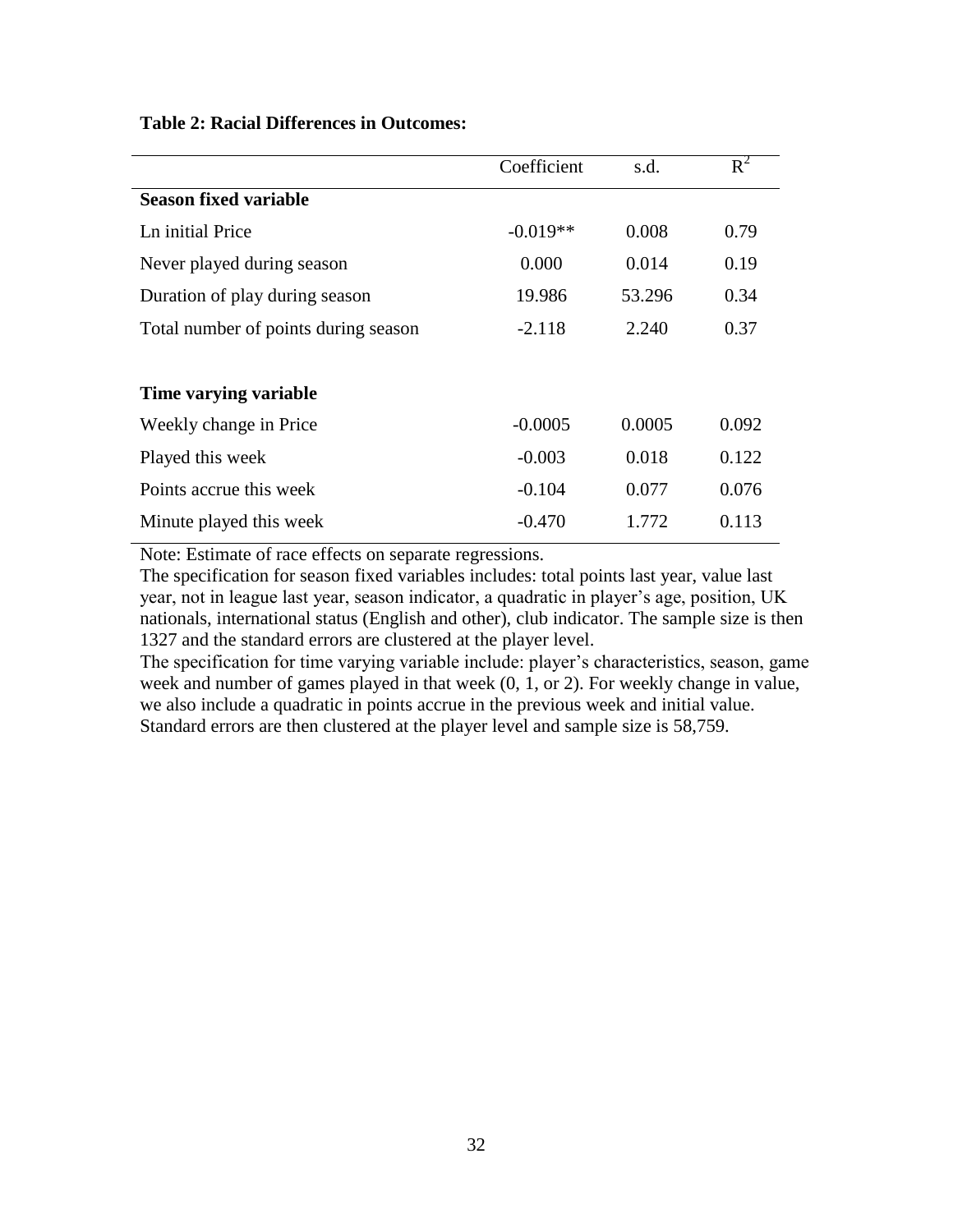**Table 2: Racial Differences in Outcomes:**

| | Coefficient | s.d. | $R^2$ |
|---|---|---|---|
| **Season fixed variable** | | | |
| Ln initial Price | -0.019** | 0.008 | 0.79 |
| Never played during season | 0.000 | 0.014 | 0.19 |
| Duration of play during season | 19.986 | 53.296 | 0.34 |
| Total number of points during season | -2.118 | 2.240 | 0.37 |
| | | | |
| **Time varying variable** | | | |
| Weekly change in Price | -0.0005 | 0.0005 | 0.092 |
| Played this week | -0.003 | 0.018 | 0.122 |
| Points accrue this week | -0.104 | 0.077 | 0.076 |
| Minute played this week | -0.470 | 1.772 | 0.113 |

Note: Estimate of race effects on separate regressions.
The specification for season fixed variables includes: total points last year, value last year, not in league last year, season indicator, a quadratic in player's age, position, UK nationals, international status (English and other), club indicator. The sample size is then 1327 and the standard errors are clustered at the player level.
The specification for time varying variable include: player's characteristics, season, game week and number of games played in that week (0, 1, or 2). For weekly change in value, we also include a quadratic in points accrue in the previous week and initial value. Standard errors are then clustered at the player level and sample size is 58,759.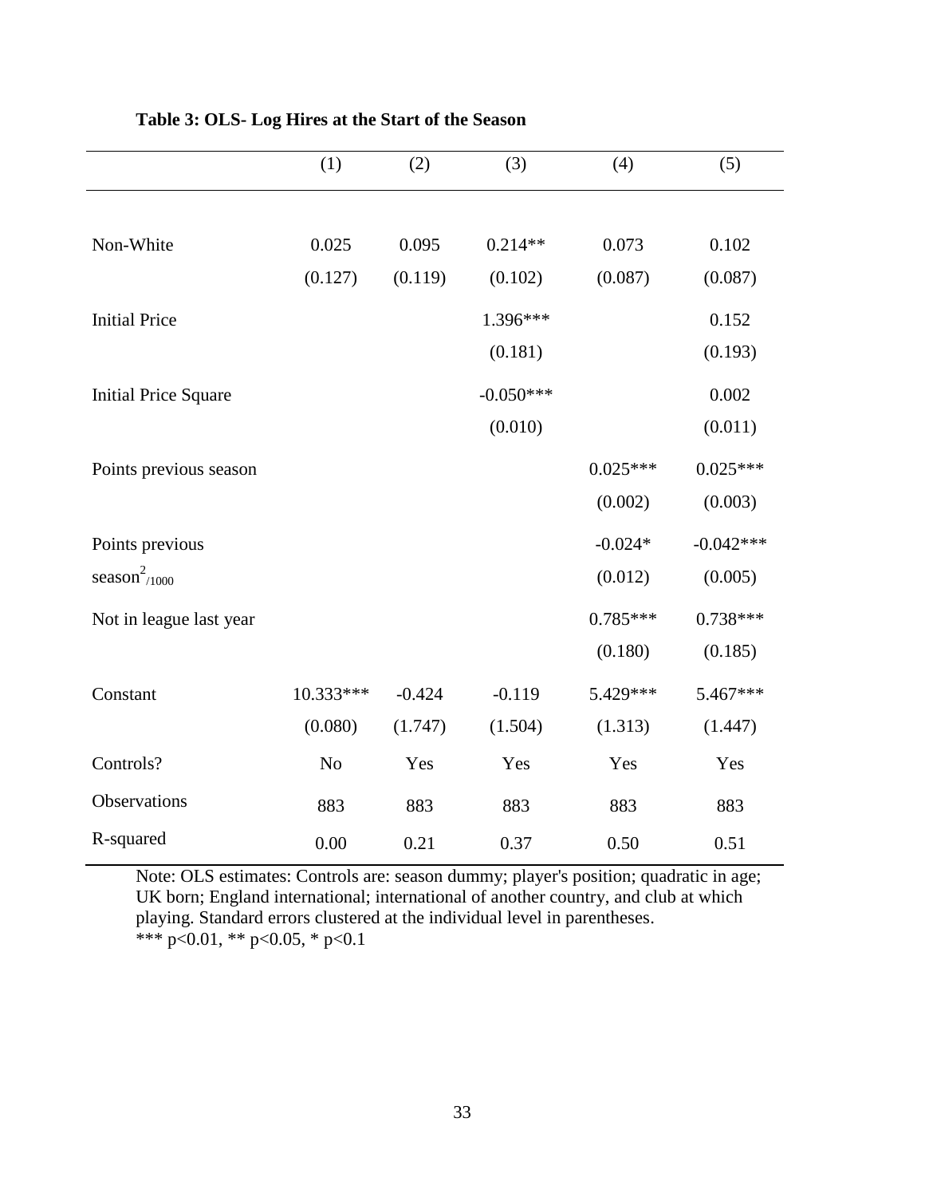**Table 3: OLS- Log Hires at the Start of the Season**

| | (1) | (2) | (3) | (4) | (5) |
|---|---|---|---|---|---|
| Non-White | 0.025 | 0.095 | 0.214** | 0.073 | 0.102 |
| | (0.127) | (0.119) | (0.102) | (0.087) | (0.087) |
| Initial Price | | | 1.396*** | | 0.152 |
| | | | (0.181) | | (0.193) |
| Initial Price Square | | | -0.050*** | | 0.002 |
| | | | (0.010) | | (0.011) |
| Points previous season | | | | 0.025*** | 0.025*** |
| | | | | (0.002) | (0.003) |
| Points previous $\text{season}^2_{/1000}$ | | | | -0.024* | -0.042*** |
| | | | | (0.012) | (0.005) |
| Not in league last year | | | | 0.785*** | 0.738*** |
| | | | | (0.180) | (0.185) |
| Constant | 10.333*** | -0.424 | -0.119 | 5.429*** | 5.467*** |
| | (0.080) | (1.747) | (1.504) | (1.313) | (1.447) |
| Controls? | No | Yes | Yes | Yes | Yes |
| Observations | 883 | 883 | 883 | 883 | 883 |
| R-squared | 0.00 | 0.21 | 0.37 | 0.50 | 0.51 |

Note: OLS estimates: Controls are: season dummy; player's position; quadratic in age; UK born; England international; international of another country, and club at which playing. Standard errors clustered at the individual level in parentheses.
*** p<0.01, ** p<0.05, * p<0.1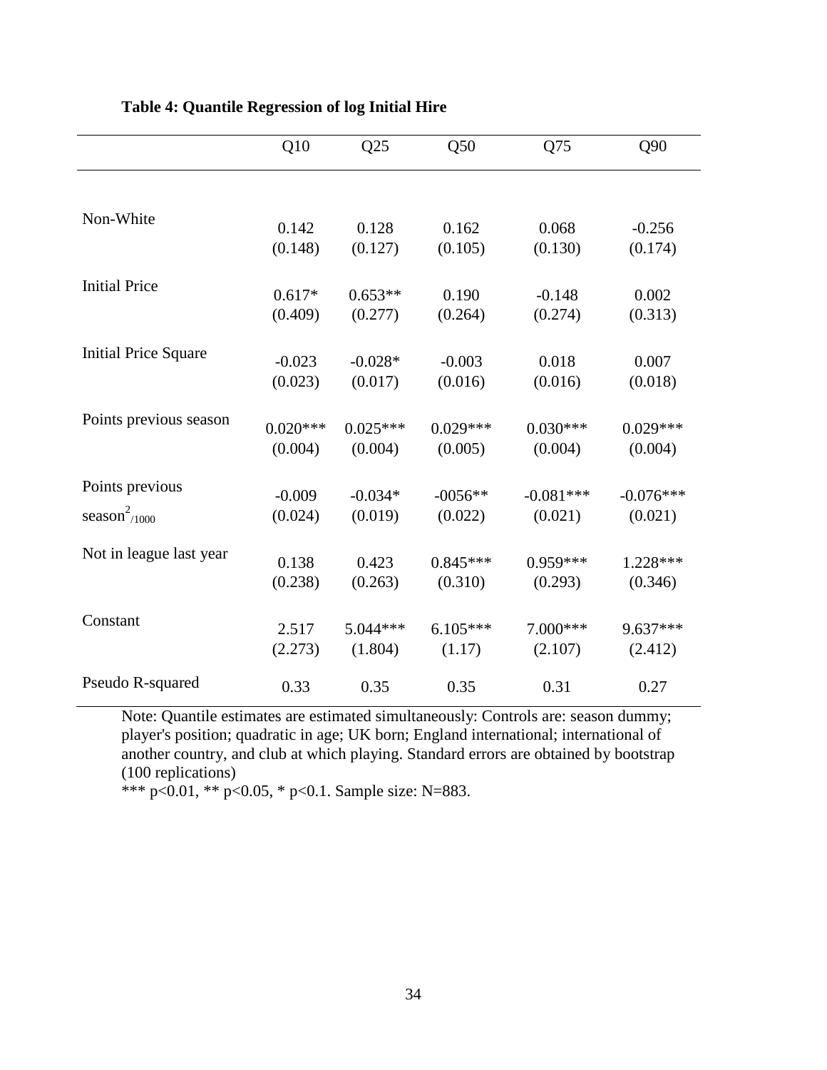**Table 4: Quantile Regression of log Initial Hire**

| | Q10 | Q25 | Q50 | Q75 | Q90 |
|---|---|---|---|---|---|
| Non-White | 0.142 | 0.128 | 0.162 | 0.068 | -0.256 |
| | (0.148) | (0.127) | (0.105) | (0.130) | (0.174) |
| Initial Price | 0.617* | 0.653** | 0.190 | -0.148 | 0.002 |
| | (0.409) | (0.277) | (0.264) | (0.274) | (0.313) |
| Initial Price Square | -0.023 | -0.028* | -0.003 | 0.018 | 0.007 |
| | (0.023) | (0.017) | (0.016) | (0.016) | (0.018) |
| Points previous season | 0.020*** | 0.025*** | 0.029*** | 0.030*** | 0.029*** |
| | (0.004) | (0.004) | (0.005) | (0.004) | (0.004) |
| Points previous $\text{season}^2_{/1000}$ | -0.009 | -0.034* | -0056** | -0.081*** | -0.076*** |
| | (0.024) | (0.019) | (0.022) | (0.021) | (0.021) |
| Not in league last year | 0.138 | 0.423 | 0.845*** | 0.959*** | 1.228*** |
| | (0.238) | (0.263) | (0.310) | (0.293) | (0.346) |
| Constant | 2.517 | 5.044*** | 6.105*** | 7.000*** | 9.637*** |
| | (2.273) | (1.804) | (1.17) | (2.107) | (2.412) |
| Pseudo R-squared | 0.33 | 0.35 | 0.35 | 0.31 | 0.27 |

Note: Quantile estimates are estimated simultaneously: Controls are: season dummy; player's position; quadratic in age; UK born; England international; international of another country, and club at which playing. Standard errors are obtained by bootstrap (100 replications)

*** p<0.01, ** p<0.05, * p<0.1. Sample size: N=883.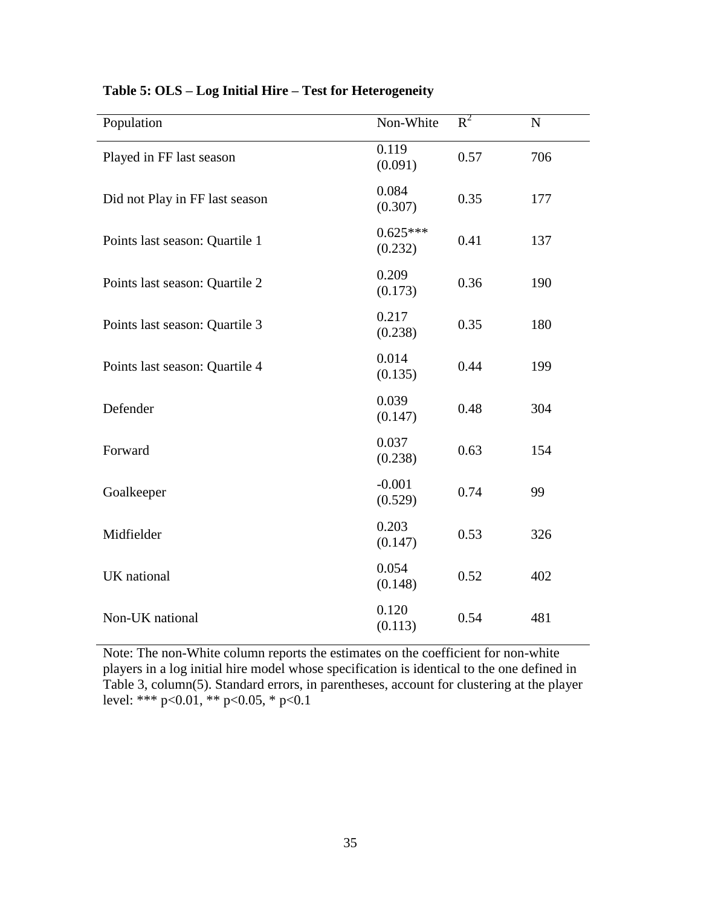**Table 5: OLS – Log Initial Hire – Test for Heterogeneity**

| Population | Non-White | $R^2$ | N |
|---|---|---|---|
| Played in FF last season | 0.119 (0.091) | 0.57 | 706 |
| Did not Play in FF last season | 0.084 (0.307) | 0.35 | 177 |
| Points last season: Quartile 1 | 0.625*** (0.232) | 0.41 | 137 |
| Points last season: Quartile 2 | 0.209 (0.173) | 0.36 | 190 |
| Points last season: Quartile 3 | 0.217 (0.238) | 0.35 | 180 |
| Points last season: Quartile 4 | 0.014 (0.135) | 0.44 | 199 |
| Defender | 0.039 (0.147) | 0.48 | 304 |
| Forward | 0.037 (0.238) | 0.63 | 154 |
| Goalkeeper | -0.001 (0.529) | 0.74 | 99 |
| Midfielder | 0.203 (0.147) | 0.53 | 326 |
| UK national | 0.054 (0.148) | 0.52 | 402 |
| Non-UK national | 0.120 (0.113) | 0.54 | 481 |

Note: The non-White column reports the estimates on the coefficient for non-white players in a log initial hire model whose specification is identical to the one defined in Table 3, column(5). Standard errors, in parentheses, account for clustering at the player level: *** $p<0.01$, ** $p<0.05$, * $p<0.1$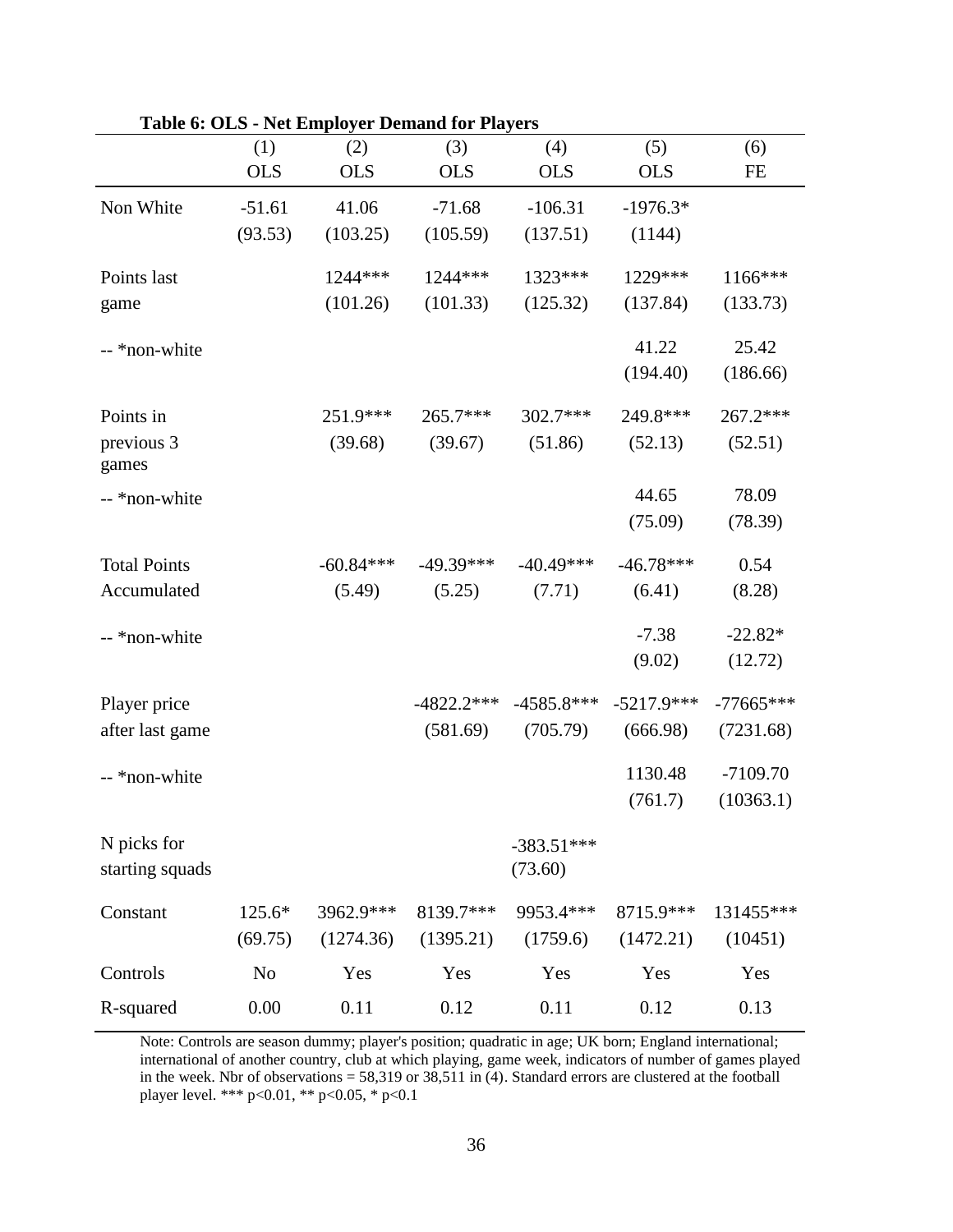**Table 6: OLS - Net Employer Demand for Players**

| | (1) | (2) | (3) | (4) | (5) | (6) |
|---|---|---|---|---|---|---|
| | OLS | OLS | OLS | OLS | OLS | FE |
| Non White | -51.61 | 41.06 | -71.68 | -106.31 | -1976.3* | |
| | (93.53) | (103.25) | (105.59) | (137.51) | (1144) | |
| Points last game | | 1244*** | 1244*** | 1323*** | 1229*** | 1166*** |
| | | (101.26) | (101.33) | (125.32) | (137.84) | (133.73) |
| -- *non-white | | | | | 41.22 | 25.42 |
| | | | | | (194.40) | (186.66) |
| Points in previous 3 games | | 251.9*** | 265.7*** | 302.7*** | 249.8*** | 267.2*** |
| | | (39.68) | (39.67) | (51.86) | (52.13) | (52.51) |
| -- *non-white | | | | | 44.65 | 78.09 |
| | | | | | (75.09) | (78.39) |
| Total Points Accumulated | | -60.84*** | -49.39*** | -40.49*** | -46.78*** | 0.54 |
| | | (5.49) | (5.25) | (7.71) | (6.41) | (8.28) |
| -- *non-white | | | | | -7.38 | -22.82* |
| | | | | | (9.02) | (12.72) |
| Player price after last game | | | -4822.2*** | -4585.8*** | -5217.9*** | -77665*** |
| | | | (581.69) | (705.79) | (666.98) | (7231.68) |
| -- *non-white | | | | | 1130.48 | -7109.70 |
| | | | | | (761.7) | (10363.1) |
| N picks for starting squads | | | | -383.51*** | | |
| | | | | (73.60) | | |
| Constant | 125.6* | 3962.9*** | 8139.7*** | 9953.4*** | 8715.9*** | 131455*** |
| | (69.75) | (1274.36) | (1395.21) | (1759.6) | (1472.21) | (10451) |
| Controls | No | Yes | Yes | Yes | Yes | Yes |
| R-squared | 0.00 | 0.11 | 0.12 | 0.11 | 0.12 | 0.13 |

Note: Controls are season dummy; player's position; quadratic in age; UK born; England international; international of another country, club at which playing, game week, indicators of number of games played in the week. Nbr of observations = 58,319 or 38,511 in (4). Standard errors are clustered at the football player level. *** p<0.01, ** p<0.05, * p<0.1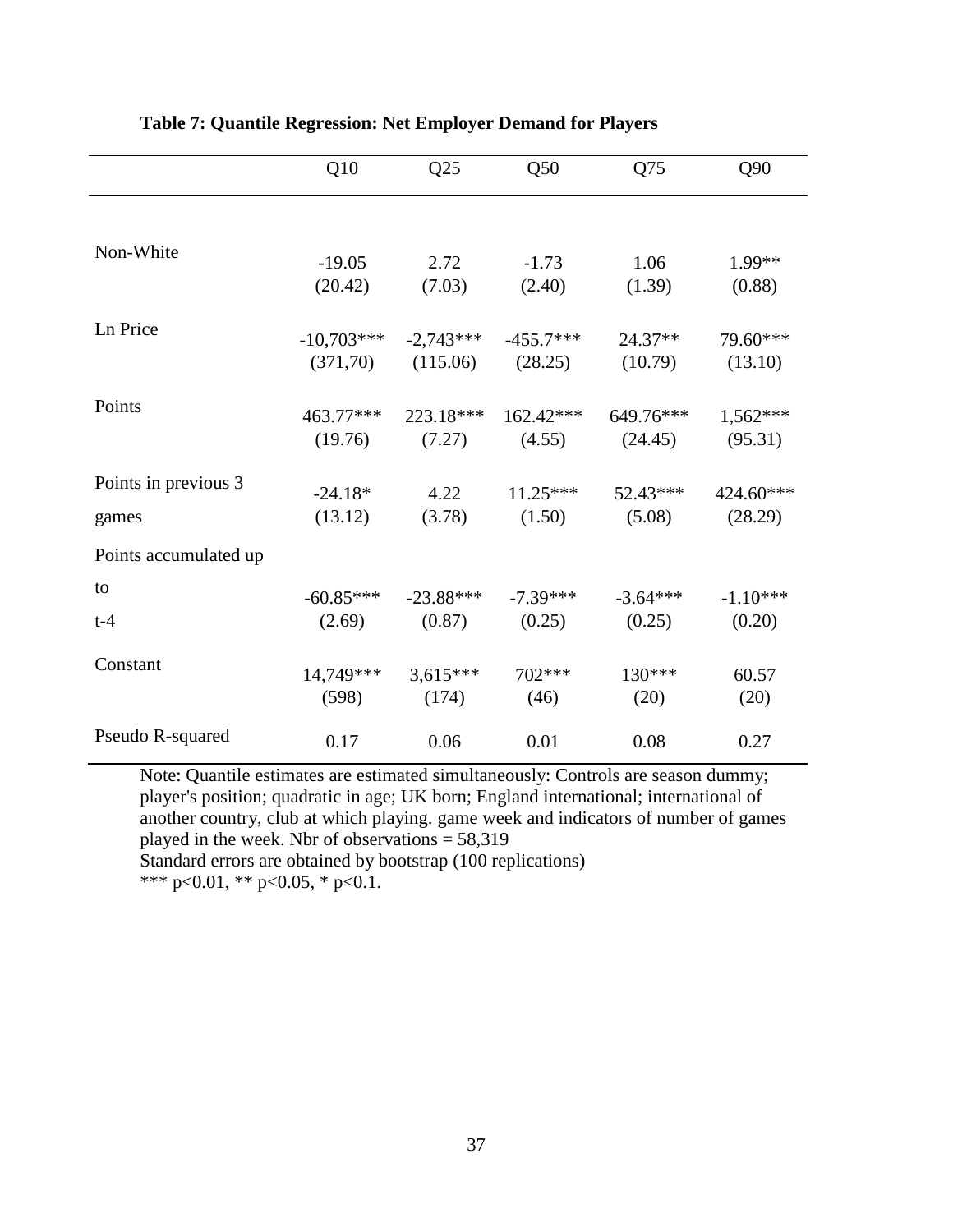**Table 7: Quantile Regression: Net Employer Demand for Players**

| | Q10 | Q25 | Q50 | Q75 | Q90 |
|---|---|---|---|---|---|
| Non-White | -19.05 | 2.72 | -1.73 | 1.06 | 1.99** |
| | (20.42) | (7.03) | (2.40) | (1.39) | (0.88) |
| Ln Price | -10,703*** | -2,743*** | -455.7*** | 24.37** | 79.60*** |
| | (371,70) | (115.06) | (28.25) | (10.79) | (13.10) |
| Points | 463.77*** | 223.18*** | 162.42*** | 649.76*** | 1,562*** |
| | (19.76) | (7.27) | (4.55) | (24.45) | (95.31) |
| Points in previous 3 games | -24.18* | 4.22 | 11.25*** | 52.43*** | 424.60*** |
| | (13.12) | (3.78) | (1.50) | (5.08) | (28.29) |
| Points accumulated up to t-4 | -60.85*** | -23.88*** | -7.39*** | -3.64*** | -1.10*** |
| | (2.69) | (0.87) | (0.25) | (0.25) | (0.20) |
| Constant | 14,749*** | 3,615*** | 702*** | 130*** | 60.57 |
| | (598) | (174) | (46) | (20) | (20) |
| Pseudo R-squared | 0.17 | 0.06 | 0.01 | 0.08 | 0.27 |

Note: Quantile estimates are estimated simultaneously: Controls are season dummy; player's position; quadratic in age; UK born; England international; international of another country, club at which playing. game week and indicators of number of games played in the week. Nbr of observations = 58,319

Standard errors are obtained by bootstrap (100 replications)

*** $p<0.01$, ** $p<0.05$, * $p<0.1$.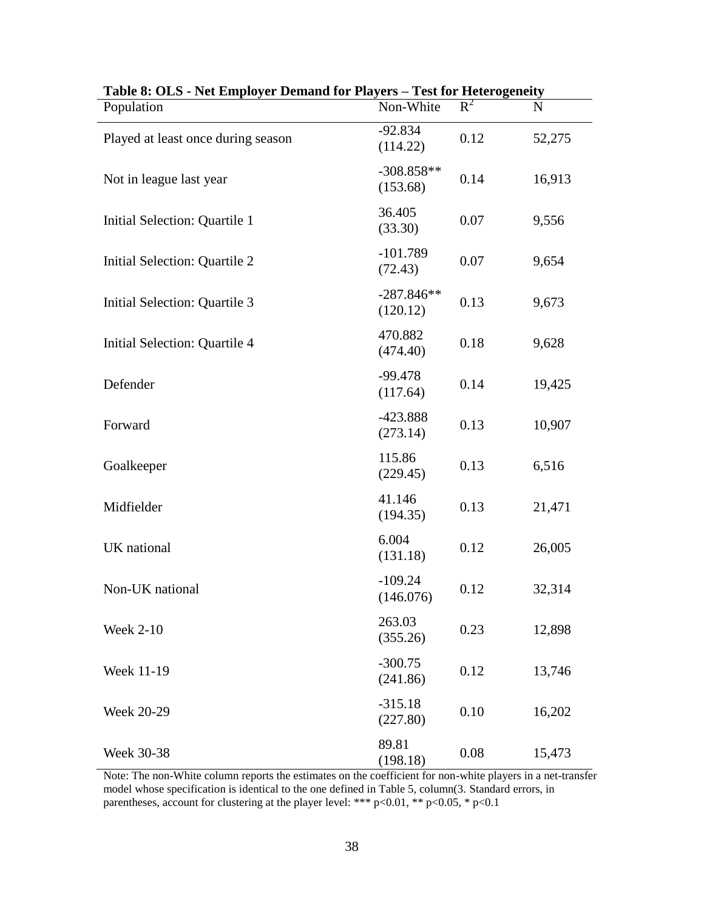**Table 8: OLS - Net Employer Demand for Players – Test for Heterogeneity**

| Population | Non-White | $R^2$ | N |
|---|---|---|---|
| Played at least once during season | -92.834<br>(114.22) | 0.12 | 52,275 |
| Not in league last year | -308.858**<br>(153.68) | 0.14 | 16,913 |
| Initial Selection: Quartile 1 | 36.405<br>(33.30) | 0.07 | 9,556 |
| Initial Selection: Quartile 2 | -101.789<br>(72.43) | 0.07 | 9,654 |
| Initial Selection: Quartile 3 | -287.846**<br>(120.12) | 0.13 | 9,673 |
| Initial Selection: Quartile 4 | 470.882<br>(474.40) | 0.18 | 9,628 |
| Defender | -99.478<br>(117.64) | 0.14 | 19,425 |
| Forward | -423.888<br>(273.14) | 0.13 | 10,907 |
| Goalkeeper | 115.86<br>(229.45) | 0.13 | 6,516 |
| Midfielder | 41.146<br>(194.35) | 0.13 | 21,471 |
| UK national | 6.004<br>(131.18) | 0.12 | 26,005 |
| Non-UK national | -109.24<br>(146.076) | 0.12 | 32,314 |
| Week 2-10 | 263.03<br>(355.26) | 0.23 | 12,898 |
| Week 11-19 | -300.75<br>(241.86) | 0.12 | 13,746 |
| Week 20-29 | -315.18<br>(227.80) | 0.10 | 16,202 |
| Week 30-38 | 89.81<br>(198.18) | 0.08 | 15,473 |

Note: The non-White column reports the estimates on the coefficient for non-white players in a net-transfer model whose specification is identical to the one defined in Table 5, column(3. Standard errors, in parentheses, account for clustering at the player level: *** $p<0.01$, ** $p<0.05$, * $p<0.1$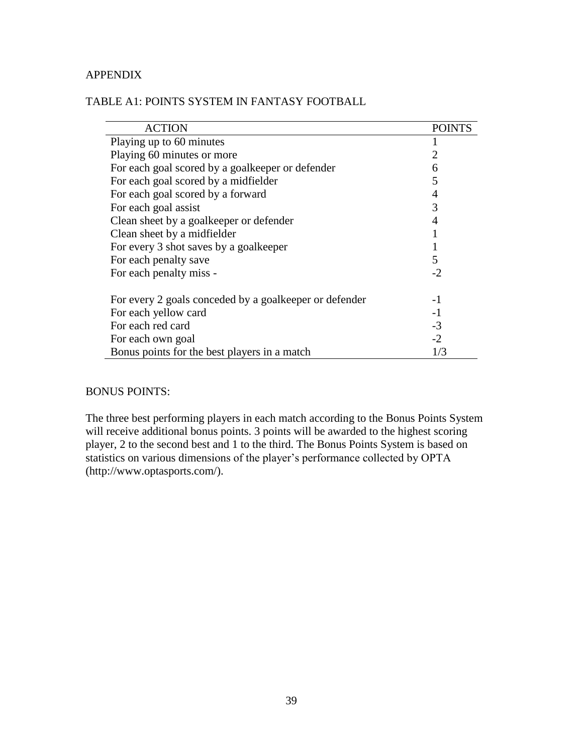APPENDIX

TABLE A1: POINTS SYSTEM IN FANTASY FOOTBALL

| ACTION | POINTS |
|---|---|
| Playing up to 60 minutes | 1 |
| Playing 60 minutes or more | 2 |
| For each goal scored by a goalkeeper or defender | 6 |
| For each goal scored by a midfielder | 5 |
| For each goal scored by a forward | 4 |
| For each goal assist | 3 |
| Clean sheet by a goalkeeper or defender | 4 |
| Clean sheet by a midfielder | 1 |
| For every 3 shot saves by a goalkeeper | 1 |
| For each penalty save | 5 |
| For each penalty miss - | -2 |
| For every 2 goals conceded by a goalkeeper or defender | -1 |
| For each yellow card | -1 |
| For each red card | -3 |
| For each own goal | -2 |
| Bonus points for the best players in a match | 1/3 |

BONUS POINTS:

The three best performing players in each match according to the Bonus Points System will receive additional bonus points. 3 points will be awarded to the highest scoring player, 2 to the second best and 1 to the third. The Bonus Points System is based on statistics on various dimensions of the player's performance collected by OPTA (http://www.optasports.com/).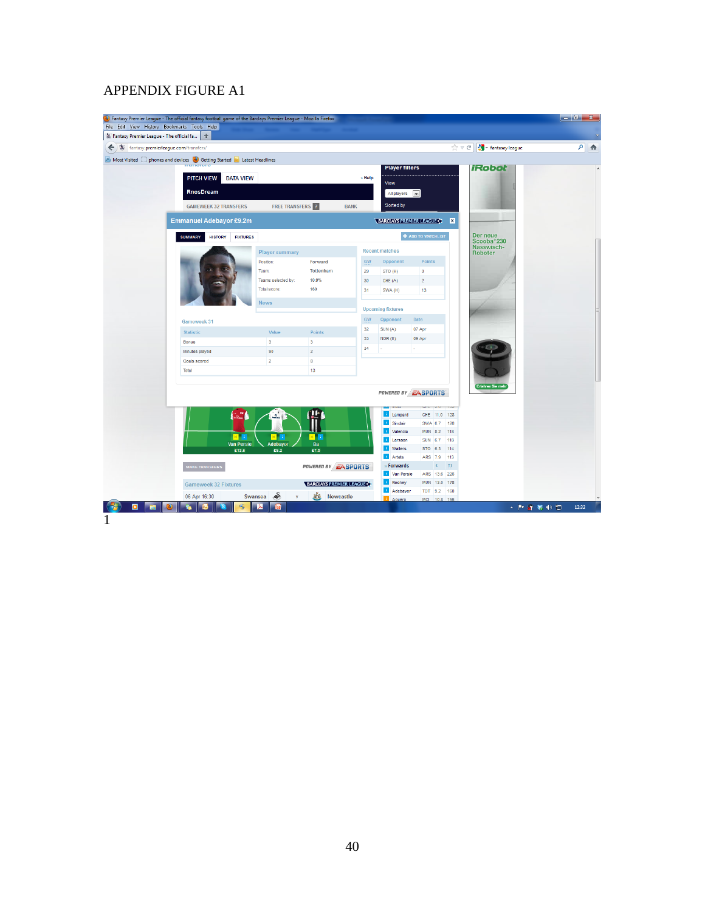APPENDIX FIGURE A1

1